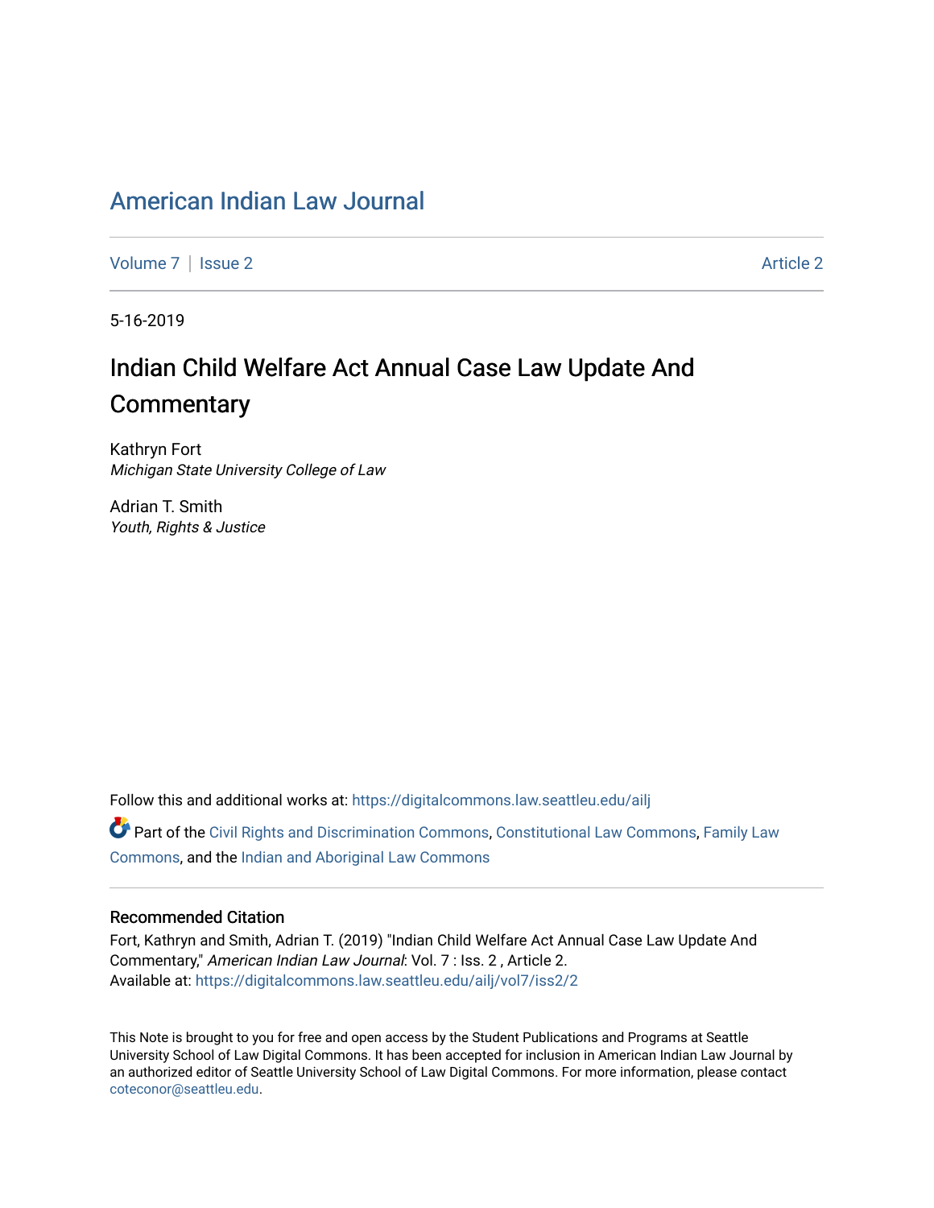# American Indian Law Journal

Volume 7 | Issue 2 Article 2

5-16-2019

## Indian Child Welfare Act Annual Case Law Update And Commentary

Kathryn Fort
*Michigan State University College of Law*

Adrian T. Smith
*Youth, Rights & Justice*

Follow this and additional works at: https://digitalcommons.law.seattleu.edu/ailj

Part of the Civil Rights and Discrimination Commons, Constitutional Law Commons, Family Law Commons, and the Indian and Aboriginal Law Commons

### Recommended Citation

Fort, Kathryn and Smith, Adrian T. (2019) "Indian Child Welfare Act Annual Case Law Update And Commentary," *American Indian Law Journal*: Vol. 7 : Iss. 2 , Article 2.
Available at: https://digitalcommons.law.seattleu.edu/ailj/vol7/iss2/2

This Note is brought to you for free and open access by the Student Publications and Programs at Seattle University School of Law Digital Commons. It has been accepted for inclusion in American Indian Law Journal by an authorized editor of Seattle University School of Law Digital Commons. For more information, please contact coteconor@seattleu.edu.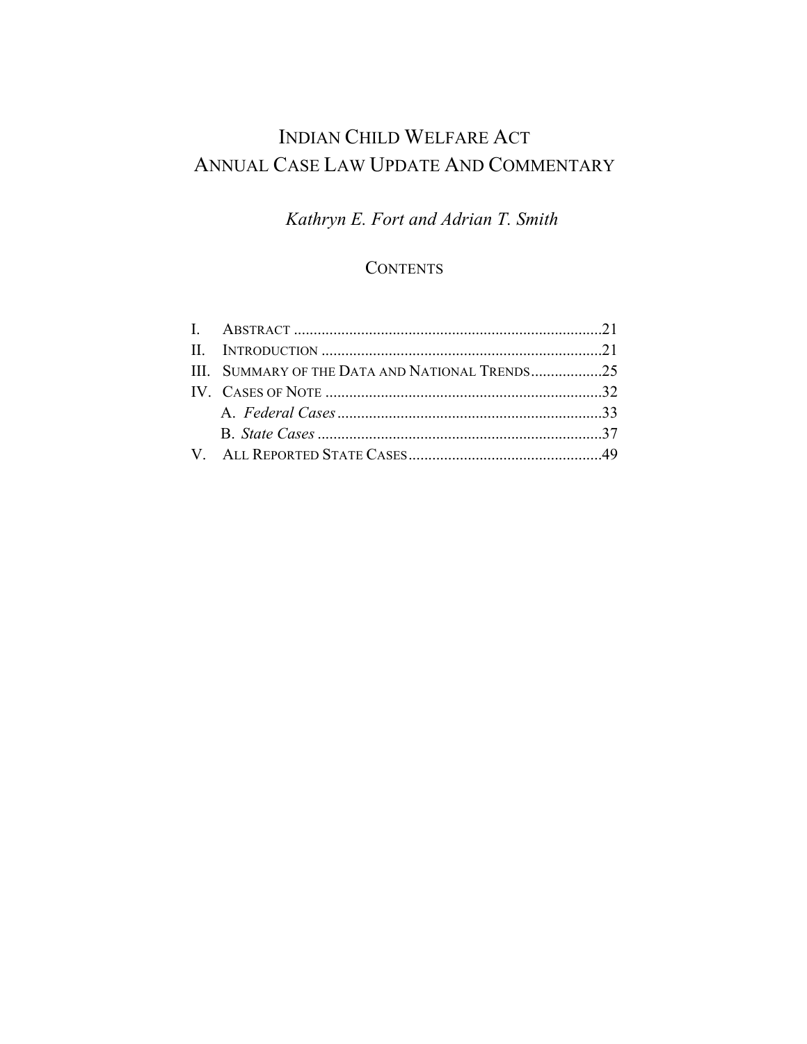# INDIAN CHILD WELFARE ACT
# ANNUAL CASE LAW UPDATE AND COMMENTARY

*Kathryn E. Fort and Adrian T. Smith*

## CONTENTS

I. ABSTRACT ..............................................................................21
II. INTRODUCTION .......................................................................21
III. SUMMARY OF THE DATA AND NATIONAL TRENDS..................25
IV. CASES OF NOTE ......................................................................32
 A. *Federal Cases* ....................................................................33
 B. *State Cases* .........................................................................37
V. ALL REPORTED STATE CASES.................................................49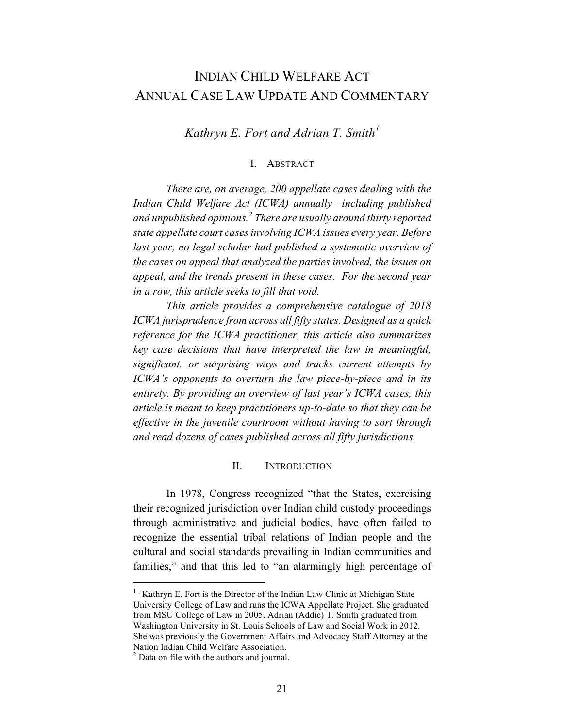# INDIAN CHILD WELFARE ACT ANNUAL CASE LAW UPDATE AND COMMENTARY

*Kathryn E. Fort and Adrian T. Smith*[1]

## I. ABSTRACT

*There are, on average, 200 appellate cases dealing with the Indian Child Welfare Act (ICWA) annually—including published and unpublished opinions.*[2] *There are usually around thirty reported state appellate court cases involving ICWA issues every year. Before last year, no legal scholar had published a systematic overview of the cases on appeal that analyzed the parties involved, the issues on appeal, and the trends present in these cases. For the second year in a row, this article seeks to fill that void.*

*This article provides a comprehensive catalogue of 2018 ICWA jurisprudence from across all fifty states. Designed as a quick reference for the ICWA practitioner, this article also summarizes key case decisions that have interpreted the law in meaningful, significant, or surprising ways and tracks current attempts by ICWA's opponents to overturn the law piece-by-piece and in its entirety. By providing an overview of last year's ICWA cases, this article is meant to keep practitioners up-to-date so that they can be effective in the juvenile courtroom without having to sort through and read dozens of cases published across all fifty jurisdictions.*

## II. INTRODUCTION

In 1978, Congress recognized "that the States, exercising their recognized jurisdiction over Indian child custody proceedings through administrative and judicial bodies, have often failed to recognize the essential tribal relations of Indian people and the cultural and social standards prevailing in Indian communities and families," and that this led to "an alarmingly high percentage of

---

[1] Kathryn E. Fort is the Director of the Indian Law Clinic at Michigan State University College of Law and runs the ICWA Appellate Project. She graduated from MSU College of Law in 2005. Adrian (Addie) T. Smith graduated from Washington University in St. Louis Schools of Law and Social Work in 2012. She was previously the Government Affairs and Advocacy Staff Attorney at the Nation Indian Child Welfare Association.

[2] Data on file with the authors and journal.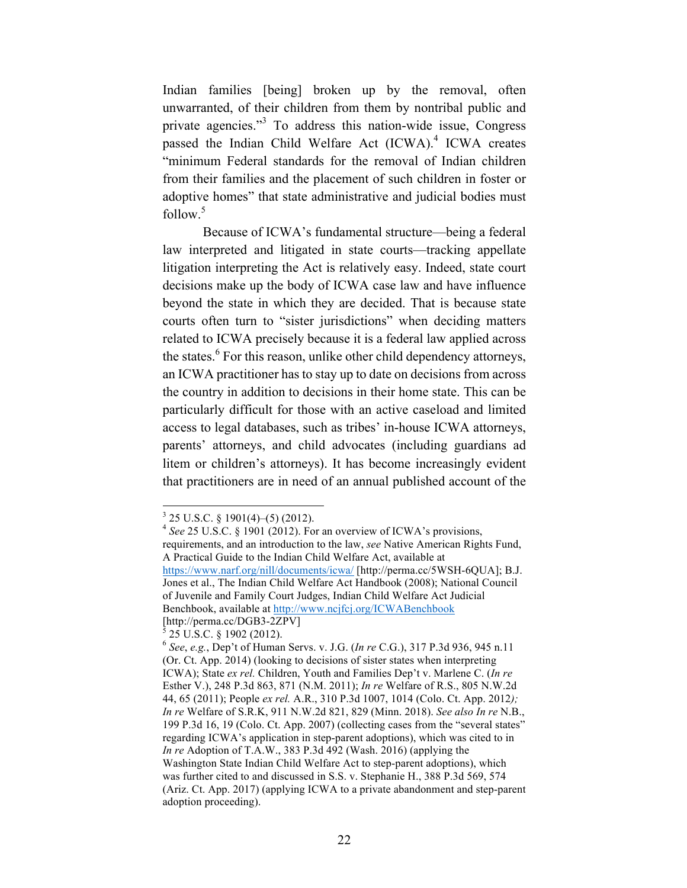Indian families [being] broken up by the removal, often unwarranted, of their children from them by nontribal public and private agencies."[3] To address this nation-wide issue, Congress passed the Indian Child Welfare Act (ICWA).[4] ICWA creates "minimum Federal standards for the removal of Indian children from their families and the placement of such children in foster or adoptive homes" that state administrative and judicial bodies must follow.[5]

Because of ICWA's fundamental structure—being a federal law interpreted and litigated in state courts—tracking appellate litigation interpreting the Act is relatively easy. Indeed, state court decisions make up the body of ICWA case law and have influence beyond the state in which they are decided. That is because state courts often turn to "sister jurisdictions" when deciding matters related to ICWA precisely because it is a federal law applied across the states.[6] For this reason, unlike other child dependency attorneys, an ICWA practitioner has to stay up to date on decisions from across the country in addition to decisions in their home state. This can be particularly difficult for those with an active caseload and limited access to legal databases, such as tribes' in-house ICWA attorneys, parents' attorneys, and child advocates (including guardians ad litem or children's attorneys). It has become increasingly evident that practitioners are in need of an annual published account of the

---

[3] 25 U.S.C. § 1901(4)–(5) (2012).

[4] *See* 25 U.S.C. § 1901 (2012). For an overview of ICWA's provisions, requirements, and an introduction to the law, *see* Native American Rights Fund, A Practical Guide to the Indian Child Welfare Act, available at https://www.narf.org/nill/documents/icwa/ [http://perma.cc/5WSH-6QUA]; B.J. Jones et al., The Indian Child Welfare Act Handbook (2008); National Council of Juvenile and Family Court Judges, Indian Child Welfare Act Judicial Benchbook, available at http://www.ncjfcj.org/ICWABenchbook [http://perma.cc/DGB3-2ZPV]

[5] 25 U.S.C. § 1902 (2012).

[6] *See*, *e.g.*, Dep't of Human Servs. v. J.G. (*In re* C.G.), 317 P.3d 936, 945 n.11 (Or. Ct. App. 2014) (looking to decisions of sister states when interpreting ICWA); State *ex rel.* Children, Youth and Families Dep't v. Marlene C. (*In re* Esther V.), 248 P.3d 863, 871 (N.M. 2011); *In re* Welfare of R.S., 805 N.W.2d 44, 65 (2011); People *ex rel.* A.R., 310 P.3d 1007, 1014 (Colo. Ct. App. 2012*); In re* Welfare of S.R.K, 911 N.W.2d 821, 829 (Minn. 2018). *See also In re* N.B., 199 P.3d 16, 19 (Colo. Ct. App. 2007) (collecting cases from the "several states" regarding ICWA's application in step-parent adoptions), which was cited to in *In re* Adoption of T.A.W., 383 P.3d 492 (Wash. 2016) (applying the Washington State Indian Child Welfare Act to step-parent adoptions), which was further cited to and discussed in S.S. v. Stephanie H., 388 P.3d 569, 574 (Ariz. Ct. App. 2017) (applying ICWA to a private abandonment and step-parent adoption proceeding).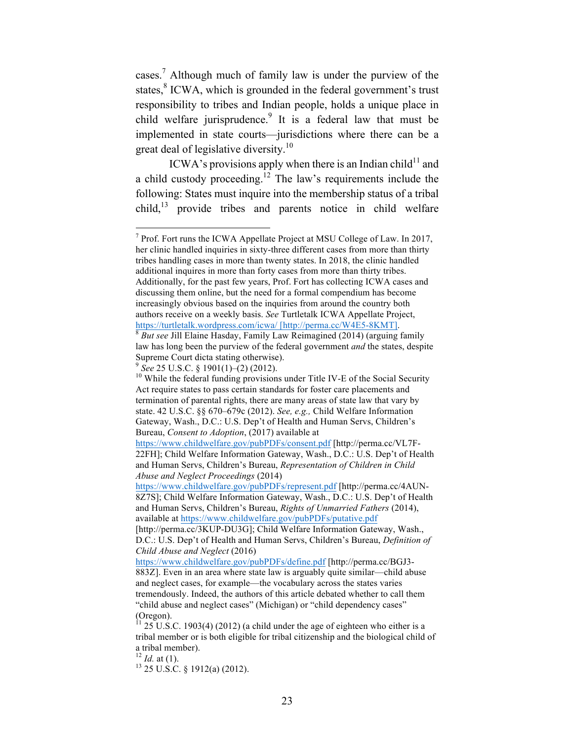cases.[7] Although much of family law is under the purview of the states,[8] ICWA, which is grounded in the federal government's trust responsibility to tribes and Indian people, holds a unique place in child welfare jurisprudence.[9] It is a federal law that must be implemented in state courts—jurisdictions where there can be a great deal of legislative diversity.[10]

ICWA's provisions apply when there is an Indian child[11] and a child custody proceeding.[12] The law's requirements include the following: States must inquire into the membership status of a tribal child,[13] provide tribes and parents notice in child welfare

---

[7] Prof. Fort runs the ICWA Appellate Project at MSU College of Law. In 2017, her clinic handled inquiries in sixty-three different cases from more than thirty tribes handling cases in more than twenty states. In 2018, the clinic handled additional inquires in more than forty cases from more than thirty tribes. Additionally, for the past few years, Prof. Fort has collecting ICWA cases and discussing them online, but the need for a formal compendium has become increasingly obvious based on the inquiries from around the country both authors receive on a weekly basis. *See* Turtletalk ICWA Appellate Project, https://turtletalk.wordpress.com/icwa/ [http://perma.cc/W4E5-8KMT].

[8] *But see* Jill Elaine Hasday, Family Law Reimagined (2014) (arguing family law has long been the purview of the federal government *and* the states, despite Supreme Court dicta stating otherwise).

[9] *See* 25 U.S.C. § 1901(1)–(2) (2012).

[10] While the federal funding provisions under Title IV-E of the Social Security Act require states to pass certain standards for foster care placements and termination of parental rights, there are many areas of state law that vary by state. 42 U.S.C. §§ 670–679c (2012). *See, e.g.,* Child Welfare Information Gateway, Wash., D.C.: U.S. Dep't of Health and Human Servs, Children's Bureau, *Consent to Adoption*, (2017) available at https://www.childwelfare.gov/pubPDFs/consent.pdf [http://perma.cc/VL7F-22FH]; Child Welfare Information Gateway, Wash., D.C.: U.S. Dep't of Health and Human Servs, Children's Bureau, *Representation of Children in Child Abuse and Neglect Proceedings* (2014) https://www.childwelfare.gov/pubPDFs/represent.pdf [http://perma.cc/4AUN-8Z7S]; Child Welfare Information Gateway, Wash., D.C.: U.S. Dep't of Health and Human Servs, Children's Bureau, *Rights of Unmarried Fathers* (2014), available at https://www.childwelfare.gov/pubPDFs/putative.pdf [http://perma.cc/3KUP-DU3G]; Child Welfare Information Gateway, Wash., D.C.: U.S. Dep't of Health and Human Servs, Children's Bureau, *Definition of Child Abuse and Neglect* (2016) https://www.childwelfare.gov/pubPDFs/define.pdf [http://perma.cc/BGJ3-883Z]. Even in an area where state law is arguably quite similar—child abuse and neglect cases, for example—the vocabulary across the states varies tremendously. Indeed, the authors of this article debated whether to call them "child abuse and neglect cases" (Michigan) or "child dependency cases" (Oregon).

[11] 25 U.S.C. 1903(4) (2012) (a child under the age of eighteen who either is a tribal member or is both eligible for tribal citizenship and the biological child of a tribal member).

[12] *Id.* at (1).

[13] 25 U.S.C. § 1912(a) (2012).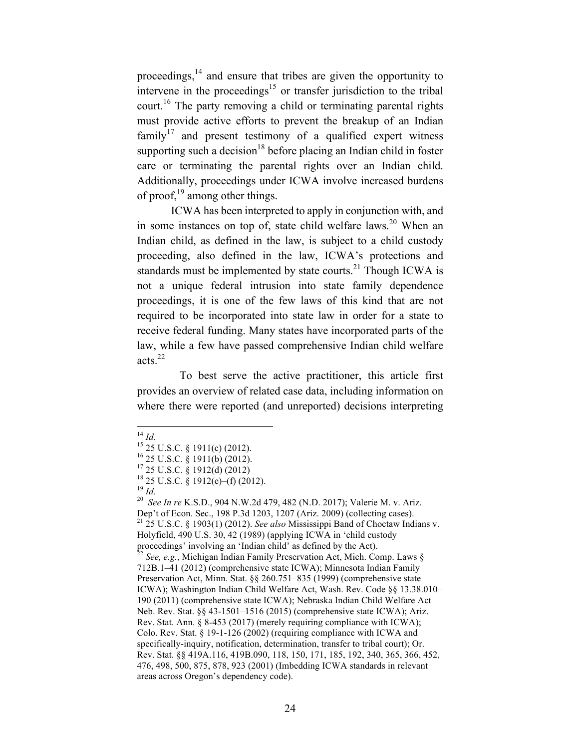proceedings,[14] and ensure that tribes are given the opportunity to intervene in the proceedings[15] or transfer jurisdiction to the tribal court.[16] The party removing a child or terminating parental rights must provide active efforts to prevent the breakup of an Indian family[17] and present testimony of a qualified expert witness supporting such a decision[18] before placing an Indian child in foster care or terminating the parental rights over an Indian child. Additionally, proceedings under ICWA involve increased burdens of proof,[19] among other things.

ICWA has been interpreted to apply in conjunction with, and in some instances on top of, state child welfare laws.[20] When an Indian child, as defined in the law, is subject to a child custody proceeding, also defined in the law, ICWA's protections and standards must be implemented by state courts.[21] Though ICWA is not a unique federal intrusion into state family dependence proceedings, it is one of the few laws of this kind that are not required to be incorporated into state law in order for a state to receive federal funding. Many states have incorporated parts of the law, while a few have passed comprehensive Indian child welfare acts.[22]

To best serve the active practitioner, this article first provides an overview of related case data, including information on where there were reported (and unreported) decisions interpreting

---

[14] *Id.*

[15] 25 U.S.C. § 1911(c) (2012).

[16] 25 U.S.C. § 1911(b) (2012).

[17] 25 U.S.C. § 1912(d) (2012)

[18] 25 U.S.C. § 1912(e)–(f) (2012).

[19] *Id.*

[20] *See In re* K.S.D., 904 N.W.2d 479, 482 (N.D. 2017); Valerie M. v. Ariz. Dep't of Econ. Sec., 198 P.3d 1203, 1207 (Ariz. 2009) (collecting cases).

[21] 25 U.S.C. § 1903(1) (2012). *See also* Mississippi Band of Choctaw Indians v. Holyfield, 490 U.S. 30, 42 (1989) (applying ICWA in 'child custody proceedings' involving an 'Indian child' as defined by the Act).

[22] *See, e.g.*, Michigan Indian Family Preservation Act, Mich. Comp. Laws § 712B.1–41 (2012) (comprehensive state ICWA); Minnesota Indian Family Preservation Act, Minn. Stat. §§ 260.751–835 (1999) (comprehensive state ICWA); Washington Indian Child Welfare Act, Wash. Rev. Code §§ 13.38.010–190 (2011) (comprehensive state ICWA); Nebraska Indian Child Welfare Act Neb. Rev. Stat. §§ 43-1501–1516 (2015) (comprehensive state ICWA); Ariz. Rev. Stat. Ann. § 8-453 (2017) (merely requiring compliance with ICWA); Colo. Rev. Stat. § 19-1-126 (2002) (requiring compliance with ICWA and specifically-inquiry, notification, determination, transfer to tribal court); Or. Rev. Stat. §§ 419A.116, 419B.090, 118, 150, 171, 185, 192, 340, 365, 366, 452, 476, 498, 500, 875, 878, 923 (2001) (Imbedding ICWA standards in relevant areas across Oregon's dependency code).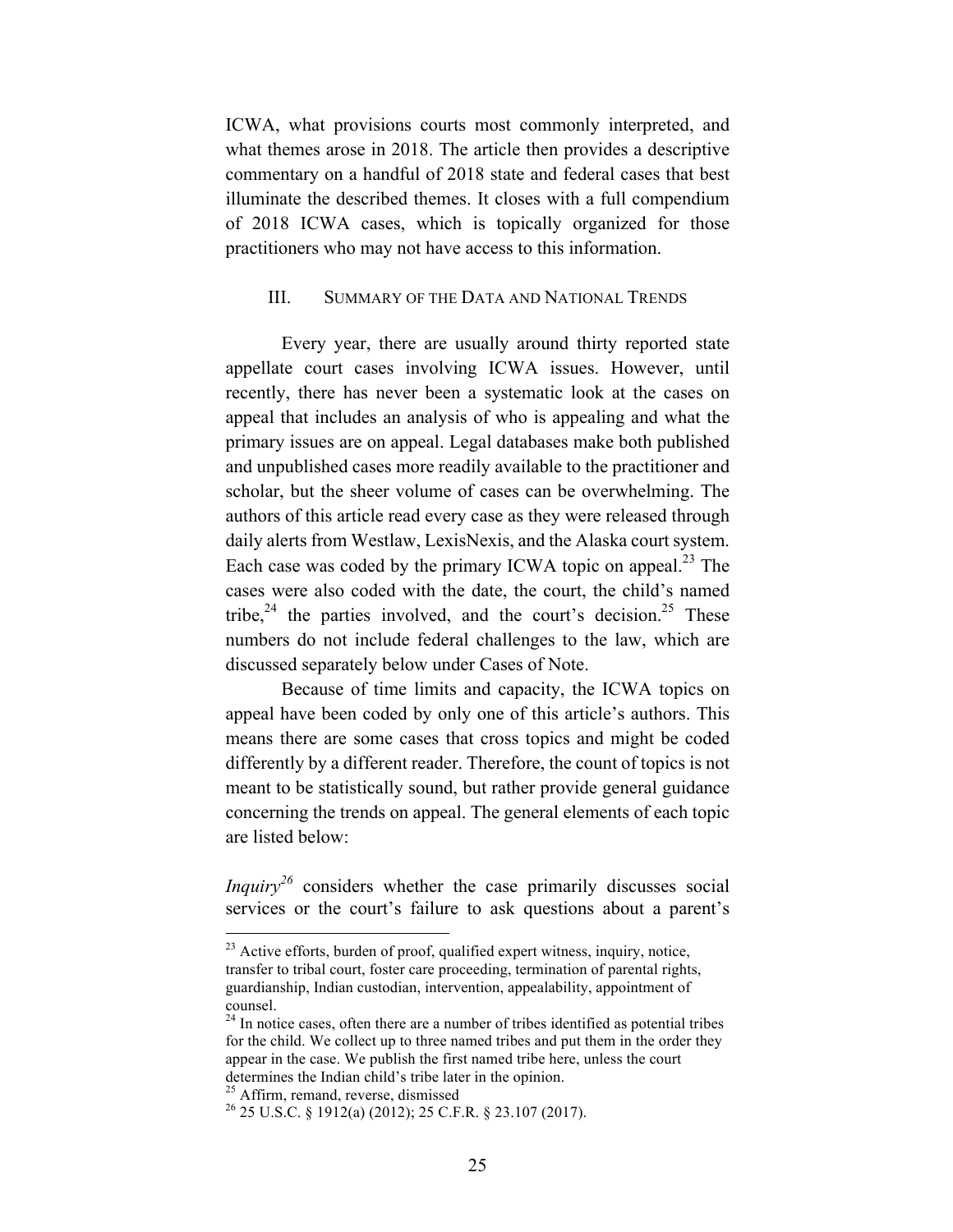ICWA, what provisions courts most commonly interpreted, and what themes arose in 2018. The article then provides a descriptive commentary on a handful of 2018 state and federal cases that best illuminate the described themes. It closes with a full compendium of 2018 ICWA cases, which is topically organized for those practitioners who may not have access to this information.

## III. Summary of the Data and National Trends

Every year, there are usually around thirty reported state appellate court cases involving ICWA issues. However, until recently, there has never been a systematic look at the cases on appeal that includes an analysis of who is appealing and what the primary issues are on appeal. Legal databases make both published and unpublished cases more readily available to the practitioner and scholar, but the sheer volume of cases can be overwhelming. The authors of this article read every case as they were released through daily alerts from Westlaw, LexisNexis, and the Alaska court system. Each case was coded by the primary ICWA topic on appeal.[23] The cases were also coded with the date, the court, the child's named tribe,[24] the parties involved, and the court's decision.[25] These numbers do not include federal challenges to the law, which are discussed separately below under Cases of Note.

Because of time limits and capacity, the ICWA topics on appeal have been coded by only one of this article's authors. This means there are some cases that cross topics and might be coded differently by a different reader. Therefore, the count of topics is not meant to be statistically sound, but rather provide general guidance concerning the trends on appeal. The general elements of each topic are listed below:

*Inquiry*[26] considers whether the case primarily discusses social services or the court's failure to ask questions about a parent's

---

[23] Active efforts, burden of proof, qualified expert witness, inquiry, notice, transfer to tribal court, foster care proceeding, termination of parental rights, guardianship, Indian custodian, intervention, appealability, appointment of counsel.

[24] In notice cases, often there are a number of tribes identified as potential tribes for the child. We collect up to three named tribes and put them in the order they appear in the case. We publish the first named tribe here, unless the court determines the Indian child's tribe later in the opinion.

[25] Affirm, remand, reverse, dismissed

[26] 25 U.S.C. § 1912(a) (2012); 25 C.F.R. § 23.107 (2017).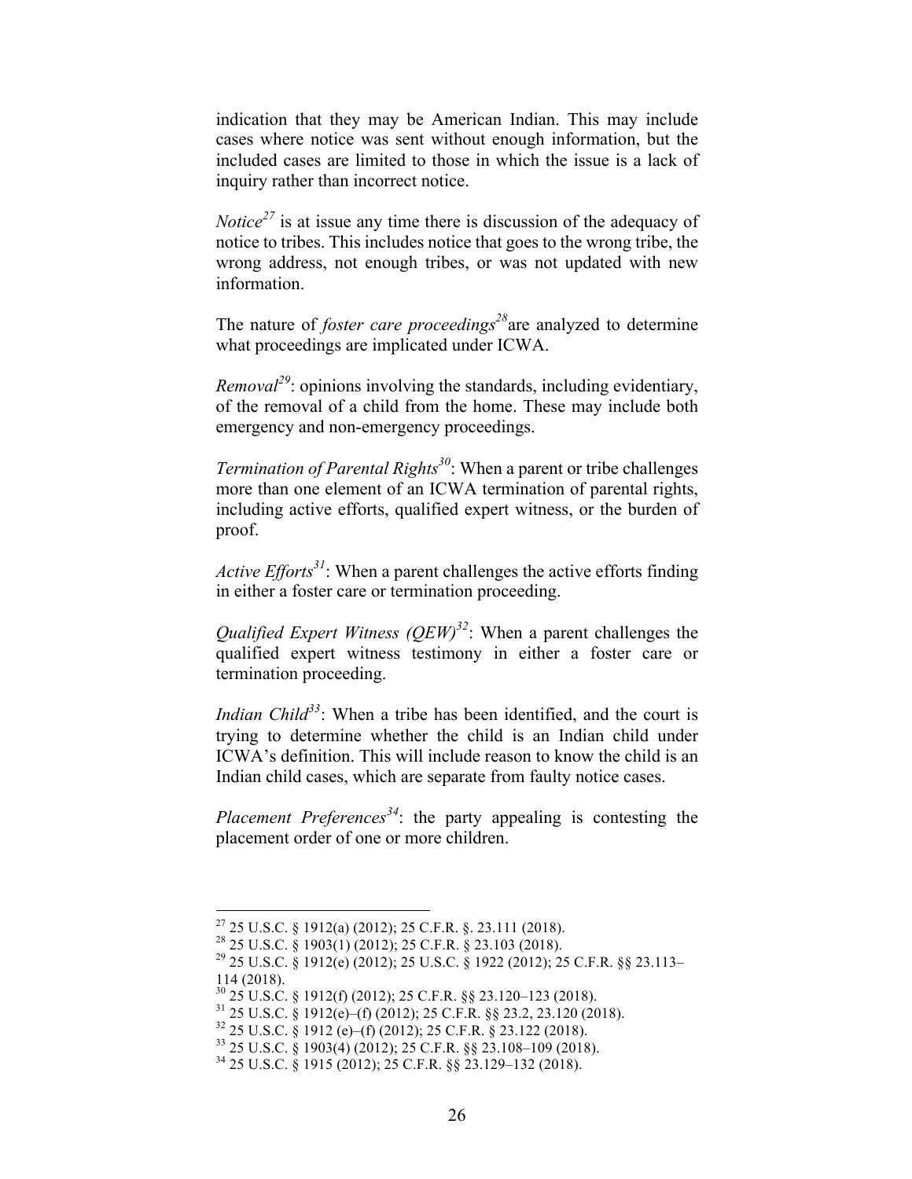indication that they may be American Indian. This may include cases where notice was sent without enough information, but the included cases are limited to those in which the issue is a lack of inquiry rather than incorrect notice.

*Notice*[27] is at issue any time there is discussion of the adequacy of notice to tribes. This includes notice that goes to the wrong tribe, the wrong address, not enough tribes, or was not updated with new information.

The nature of *foster care proceedings*[28]are analyzed to determine what proceedings are implicated under ICWA.

*Removal*[29]: opinions involving the standards, including evidentiary, of the removal of a child from the home. These may include both emergency and non-emergency proceedings.

*Termination of Parental Rights*[30]: When a parent or tribe challenges more than one element of an ICWA termination of parental rights, including active efforts, qualified expert witness, or the burden of proof.

*Active Efforts*[31]: When a parent challenges the active efforts finding in either a foster care or termination proceeding.

*Qualified Expert Witness (QEW)*[32]: When a parent challenges the qualified expert witness testimony in either a foster care or termination proceeding.

*Indian Child*[33]: When a tribe has been identified, and the court is trying to determine whether the child is an Indian child under ICWA's definition. This will include reason to know the child is an Indian child cases, which are separate from faulty notice cases.

*Placement Preferences*[34]: the party appealing is contesting the placement order of one or more children.

---

[27] 25 U.S.C. § 1912(a) (2012); 25 C.F.R. §. 23.111 (2018).

[28] 25 U.S.C. § 1903(1) (2012); 25 C.F.R. § 23.103 (2018).

[29] 25 U.S.C. § 1912(e) (2012); 25 U.S.C. § 1922 (2012); 25 C.F.R. §§ 23.113–114 (2018).

[30] 25 U.S.C. § 1912(f) (2012); 25 C.F.R. §§ 23.120–123 (2018).

[31] 25 U.S.C. § 1912(e)–(f) (2012); 25 C.F.R. §§ 23.2, 23.120 (2018).

[32] 25 U.S.C. § 1912 (e)–(f) (2012); 25 C.F.R. § 23.122 (2018).

[33] 25 U.S.C. § 1903(4) (2012); 25 C.F.R. §§ 23.108–109 (2018).

[34] 25 U.S.C. § 1915 (2012); 25 C.F.R. §§ 23.129–132 (2018).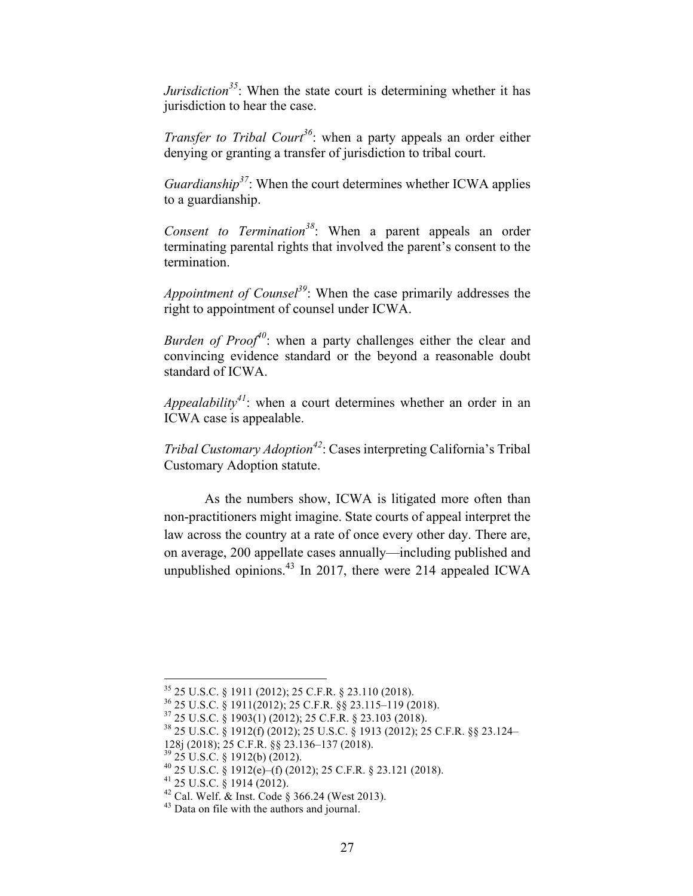*Jurisdiction*[35]: When the state court is determining whether it has jurisdiction to hear the case.

*Transfer to Tribal Court*[36]: when a party appeals an order either denying or granting a transfer of jurisdiction to tribal court.

*Guardianship*[37]: When the court determines whether ICWA applies to a guardianship.

*Consent to Termination*[38]: When a parent appeals an order terminating parental rights that involved the parent's consent to the termination.

*Appointment of Counsel*[39]: When the case primarily addresses the right to appointment of counsel under ICWA.

*Burden of Proof*[40]: when a party challenges either the clear and convincing evidence standard or the beyond a reasonable doubt standard of ICWA.

*Appealability*[41]: when a court determines whether an order in an ICWA case is appealable.

*Tribal Customary Adoption*[42]: Cases interpreting California's Tribal Customary Adoption statute.

As the numbers show, ICWA is litigated more often than non-practitioners might imagine. State courts of appeal interpret the law across the country at a rate of once every other day. There are, on average, 200 appellate cases annually—including published and unpublished opinions.[43] In 2017, there were 214 appealed ICWA

---

[35] 25 U.S.C. § 1911 (2012); 25 C.F.R. § 23.110 (2018).

[36] 25 U.S.C. § 1911(2012); 25 C.F.R. §§ 23.115–119 (2018).

[37] 25 U.S.C. § 1903(1) (2012); 25 C.F.R. § 23.103 (2018).

[38] 25 U.S.C. § 1912(f) (2012); 25 U.S.C. § 1913 (2012); 25 C.F.R. §§ 23.124–128j (2018); 25 C.F.R. §§ 23.136–137 (2018).

[39] 25 U.S.C. § 1912(b) (2012).

[40] 25 U.S.C. § 1912(e)–(f) (2012); 25 C.F.R. § 23.121 (2018).

[41] 25 U.S.C. § 1914 (2012).

[42] Cal. Welf. & Inst. Code § 366.24 (West 2013).

[43] Data on file with the authors and journal.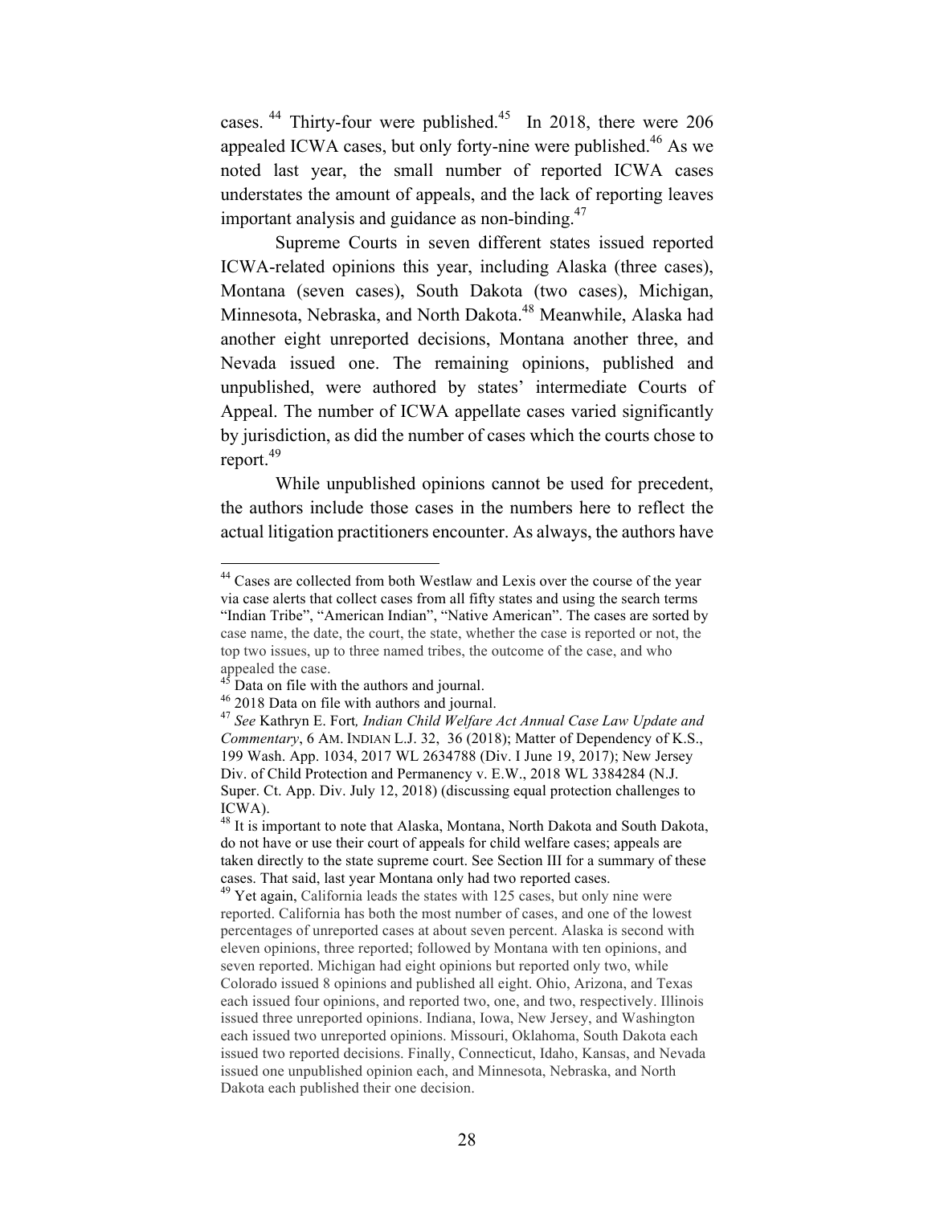cases.[44] Thirty-four were published.[45] In 2018, there were 206 appealed ICWA cases, but only forty-nine were published.[46] As we noted last year, the small number of reported ICWA cases understates the amount of appeals, and the lack of reporting leaves important analysis and guidance as non-binding.[47]

Supreme Courts in seven different states issued reported ICWA-related opinions this year, including Alaska (three cases), Montana (seven cases), South Dakota (two cases), Michigan, Minnesota, Nebraska, and North Dakota.[48] Meanwhile, Alaska had another eight unreported decisions, Montana another three, and Nevada issued one. The remaining opinions, published and unpublished, were authored by states' intermediate Courts of Appeal. The number of ICWA appellate cases varied significantly by jurisdiction, as did the number of cases which the courts chose to report.[49]

While unpublished opinions cannot be used for precedent, the authors include those cases in the numbers here to reflect the actual litigation practitioners encounter. As always, the authors have

---

[44] Cases are collected from both Westlaw and Lexis over the course of the year via case alerts that collect cases from all fifty states and using the search terms "Indian Tribe", "American Indian", "Native American". The cases are sorted by case name, the date, the court, the state, whether the case is reported or not, the top two issues, up to three named tribes, the outcome of the case, and who appealed the case.

[45] Data on file with the authors and journal.

[46] 2018 Data on file with authors and journal.

[47] *See* Kathryn E. Fort*, Indian Child Welfare Act Annual Case Law Update and Commentary*, 6 AM. INDIAN L.J. 32, 36 (2018); Matter of Dependency of K.S., 199 Wash. App. 1034, 2017 WL 2634788 (Div. I June 19, 2017); New Jersey Div. of Child Protection and Permanency v. E.W., 2018 WL 3384284 (N.J. Super. Ct. App. Div. July 12, 2018) (discussing equal protection challenges to ICWA).

[48] It is important to note that Alaska, Montana, North Dakota and South Dakota, do not have or use their court of appeals for child welfare cases; appeals are taken directly to the state supreme court. See Section III for a summary of these cases. That said, last year Montana only had two reported cases.

[49] Yet again, California leads the states with 125 cases, but only nine were reported. California has both the most number of cases, and one of the lowest percentages of unreported cases at about seven percent. Alaska is second with eleven opinions, three reported; followed by Montana with ten opinions, and seven reported. Michigan had eight opinions but reported only two, while Colorado issued 8 opinions and published all eight. Ohio, Arizona, and Texas each issued four opinions, and reported two, one, and two, respectively. Illinois issued three unreported opinions. Indiana, Iowa, New Jersey, and Washington each issued two unreported opinions. Missouri, Oklahoma, South Dakota each issued two reported decisions. Finally, Connecticut, Idaho, Kansas, and Nevada issued one unpublished opinion each, and Minnesota, Nebraska, and North Dakota each published their one decision.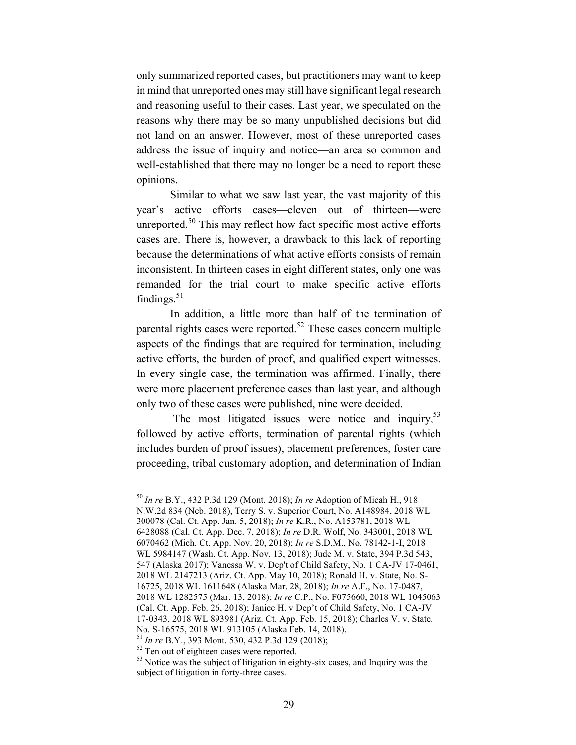only summarized reported cases, but practitioners may want to keep in mind that unreported ones may still have significant legal research and reasoning useful to their cases. Last year, we speculated on the reasons why there may be so many unpublished decisions but did not land on an answer. However, most of these unreported cases address the issue of inquiry and notice—an area so common and well-established that there may no longer be a need to report these opinions.

Similar to what we saw last year, the vast majority of this year's active efforts cases—eleven out of thirteen—were unreported.[50] This may reflect how fact specific most active efforts cases are. There is, however, a drawback to this lack of reporting because the determinations of what active efforts consists of remain inconsistent. In thirteen cases in eight different states, only one was remanded for the trial court to make specific active efforts findings.[51]

In addition, a little more than half of the termination of parental rights cases were reported.[52] These cases concern multiple aspects of the findings that are required for termination, including active efforts, the burden of proof, and qualified expert witnesses. In every single case, the termination was affirmed. Finally, there were more placement preference cases than last year, and although only two of these cases were published, nine were decided.

The most litigated issues were notice and inquiry,[53] followed by active efforts, termination of parental rights (which includes burden of proof issues), placement preferences, foster care proceeding, tribal customary adoption, and determination of Indian

---

[50] *In re* B.Y., 432 P.3d 129 (Mont. 2018); *In re* Adoption of Micah H., 918 N.W.2d 834 (Neb. 2018), Terry S. v. Superior Court, No. A148984, 2018 WL 300078 (Cal. Ct. App. Jan. 5, 2018); *In re* K.R., No. A153781, 2018 WL 6428088 (Cal. Ct. App. Dec. 7, 2018); *In re* D.R. Wolf, No. 343001, 2018 WL 6070462 (Mich. Ct. App. Nov. 20, 2018); *In re* S.D.M., No. 78142-1-I, 2018 WL 5984147 (Wash. Ct. App. Nov. 13, 2018); Jude M. v. State, 394 P.3d 543, 547 (Alaska 2017); Vanessa W. v. Dep't of Child Safety, No. 1 CA-JV 17-0461, 2018 WL 2147213 (Ariz. Ct. App. May 10, 2018); Ronald H. v. State, No. S-16725, 2018 WL 1611648 (Alaska Mar. 28, 2018); *In re* A.F., No. 17-0487, 2018 WL 1282575 (Mar. 13, 2018); *In re* C.P., No. F075660, 2018 WL 1045063 (Cal. Ct. App. Feb. 26, 2018); Janice H. v Dep't of Child Safety, No. 1 CA-JV 17-0343, 2018 WL 893981 (Ariz. Ct. App. Feb. 15, 2018); Charles V. v. State, No. S-16575, 2018 WL 913105 (Alaska Feb. 14, 2018).

[51] *In re* B.Y., 393 Mont. 530, 432 P.3d 129 (2018);

[52] Ten out of eighteen cases were reported.

[53] Notice was the subject of litigation in eighty-six cases, and Inquiry was the subject of litigation in forty-three cases.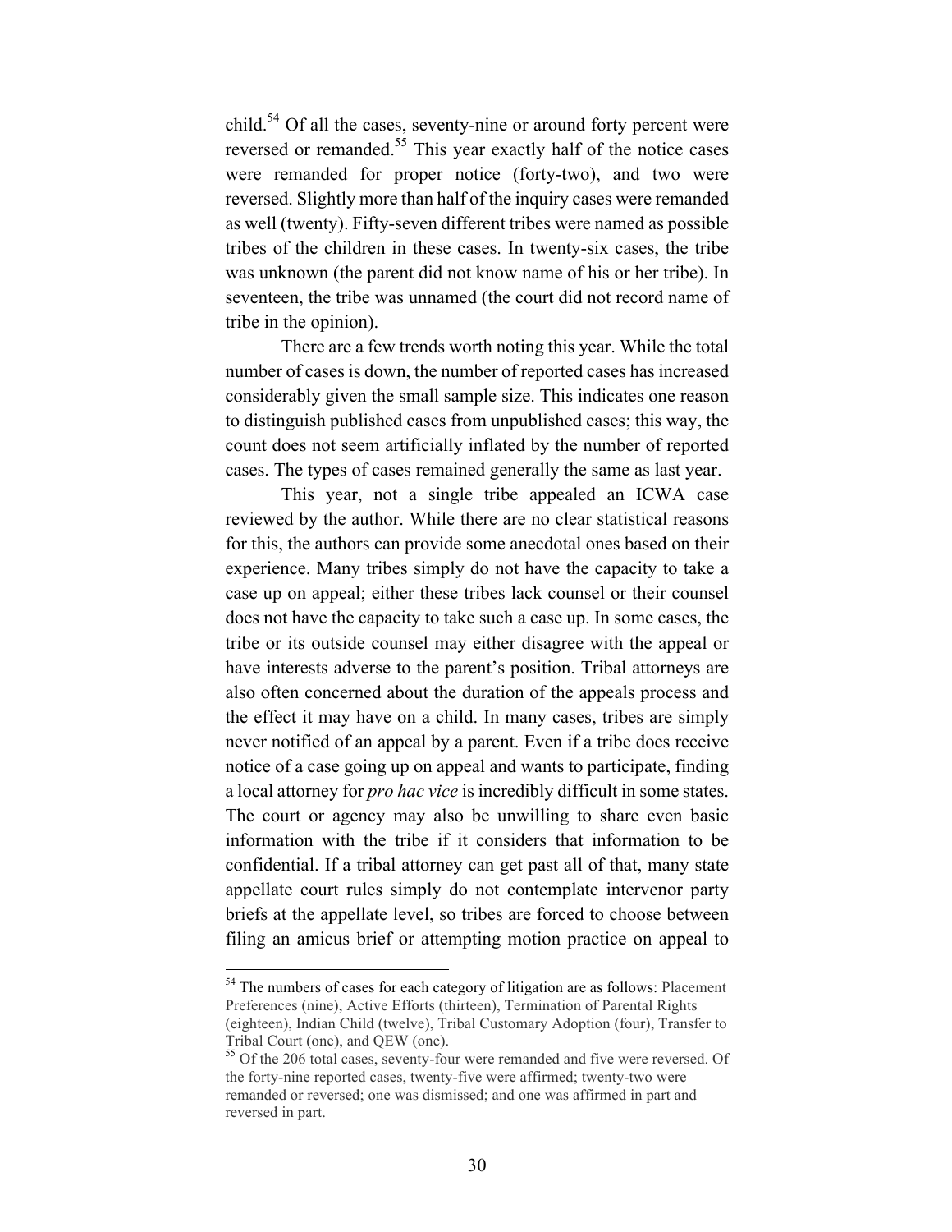child.[54] Of all the cases, seventy-nine or around forty percent were reversed or remanded.[55] This year exactly half of the notice cases were remanded for proper notice (forty-two), and two were reversed. Slightly more than half of the inquiry cases were remanded as well (twenty). Fifty-seven different tribes were named as possible tribes of the children in these cases. In twenty-six cases, the tribe was unknown (the parent did not know name of his or her tribe). In seventeen, the tribe was unnamed (the court did not record name of tribe in the opinion).

There are a few trends worth noting this year. While the total number of cases is down, the number of reported cases has increased considerably given the small sample size. This indicates one reason to distinguish published cases from unpublished cases; this way, the count does not seem artificially inflated by the number of reported cases. The types of cases remained generally the same as last year.

This year, not a single tribe appealed an ICWA case reviewed by the author. While there are no clear statistical reasons for this, the authors can provide some anecdotal ones based on their experience. Many tribes simply do not have the capacity to take a case up on appeal; either these tribes lack counsel or their counsel does not have the capacity to take such a case up. In some cases, the tribe or its outside counsel may either disagree with the appeal or have interests adverse to the parent's position. Tribal attorneys are also often concerned about the duration of the appeals process and the effect it may have on a child. In many cases, tribes are simply never notified of an appeal by a parent. Even if a tribe does receive notice of a case going up on appeal and wants to participate, finding a local attorney for *pro hac vice* is incredibly difficult in some states. The court or agency may also be unwilling to share even basic information with the tribe if it considers that information to be confidential. If a tribal attorney can get past all of that, many state appellate court rules simply do not contemplate intervenor party briefs at the appellate level, so tribes are forced to choose between filing an amicus brief or attempting motion practice on appeal to

---

[54] The numbers of cases for each category of litigation are as follows: Placement Preferences (nine), Active Efforts (thirteen), Termination of Parental Rights (eighteen), Indian Child (twelve), Tribal Customary Adoption (four), Transfer to Tribal Court (one), and QEW (one).

[55] Of the 206 total cases, seventy-four were remanded and five were reversed. Of the forty-nine reported cases, twenty-five were affirmed; twenty-two were remanded or reversed; one was dismissed; and one was affirmed in part and reversed in part.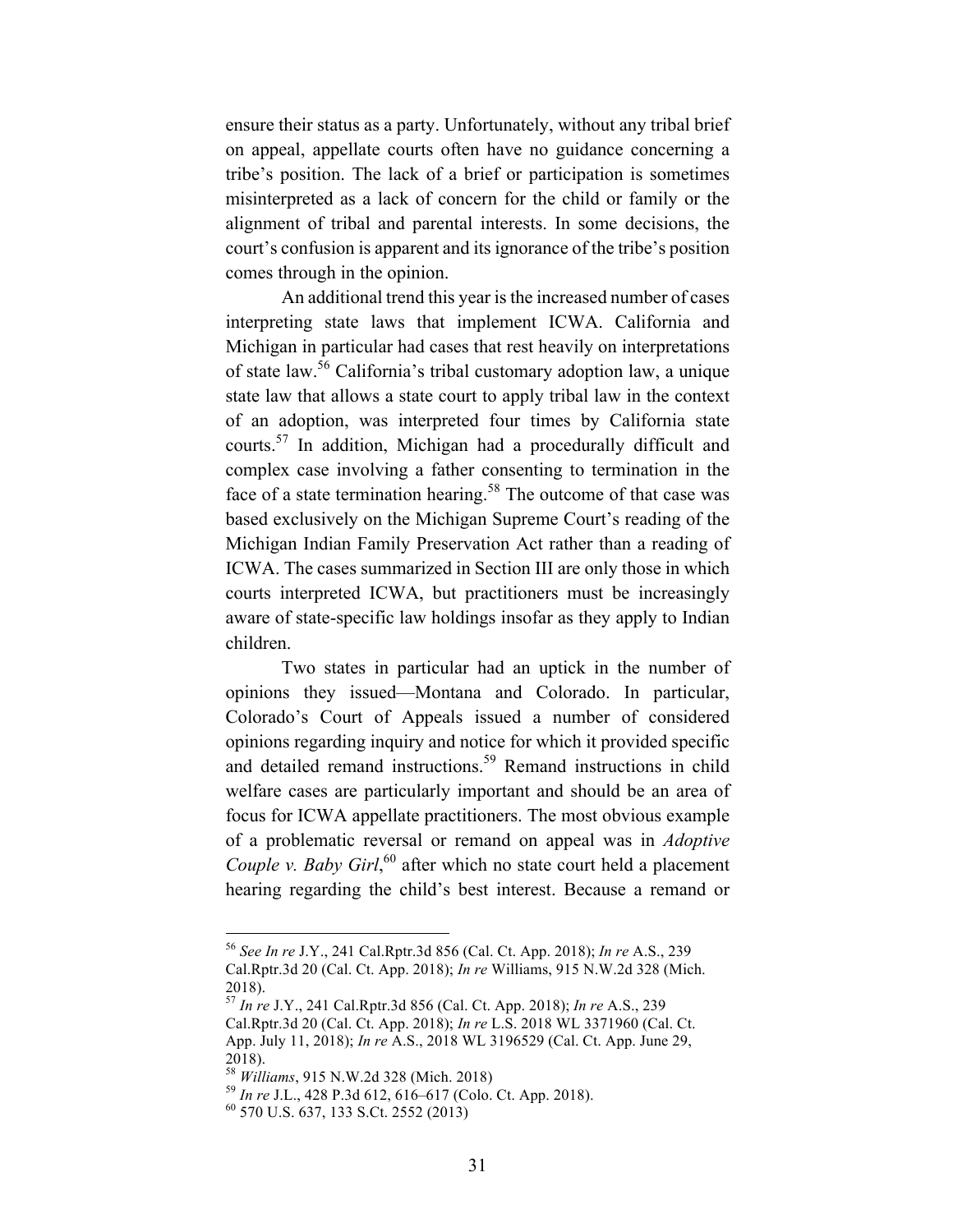ensure their status as a party. Unfortunately, without any tribal brief on appeal, appellate courts often have no guidance concerning a tribe's position. The lack of a brief or participation is sometimes misinterpreted as a lack of concern for the child or family or the alignment of tribal and parental interests. In some decisions, the court's confusion is apparent and its ignorance of the tribe's position comes through in the opinion.

An additional trend this year is the increased number of cases interpreting state laws that implement ICWA. California and Michigan in particular had cases that rest heavily on interpretations of state law.[56] California's tribal customary adoption law, a unique state law that allows a state court to apply tribal law in the context of an adoption, was interpreted four times by California state courts.[57] In addition, Michigan had a procedurally difficult and complex case involving a father consenting to termination in the face of a state termination hearing.[58] The outcome of that case was based exclusively on the Michigan Supreme Court's reading of the Michigan Indian Family Preservation Act rather than a reading of ICWA. The cases summarized in Section III are only those in which courts interpreted ICWA, but practitioners must be increasingly aware of state-specific law holdings insofar as they apply to Indian children.

Two states in particular had an uptick in the number of opinions they issued—Montana and Colorado. In particular, Colorado's Court of Appeals issued a number of considered opinions regarding inquiry and notice for which it provided specific and detailed remand instructions.[59] Remand instructions in child welfare cases are particularly important and should be an area of focus for ICWA appellate practitioners. The most obvious example of a problematic reversal or remand on appeal was in *Adoptive Couple v. Baby Girl*,[60] after which no state court held a placement hearing regarding the child's best interest. Because a remand or

---

[56] *See In re* J.Y., 241 Cal.Rptr.3d 856 (Cal. Ct. App. 2018); *In re* A.S., 239 Cal.Rptr.3d 20 (Cal. Ct. App. 2018); *In re* Williams, 915 N.W.2d 328 (Mich. 2018).

[57] *In re* J.Y., 241 Cal.Rptr.3d 856 (Cal. Ct. App. 2018); *In re* A.S., 239 Cal.Rptr.3d 20 (Cal. Ct. App. 2018); *In re* L.S. 2018 WL 3371960 (Cal. Ct. App. July 11, 2018); *In re* A.S., 2018 WL 3196529 (Cal. Ct. App. June 29, 2018).

[58] *Williams*, 915 N.W.2d 328 (Mich. 2018)

[59] *In re* J.L., 428 P.3d 612, 616–617 (Colo. Ct. App. 2018).

[60] 570 U.S. 637, 133 S.Ct. 2552 (2013)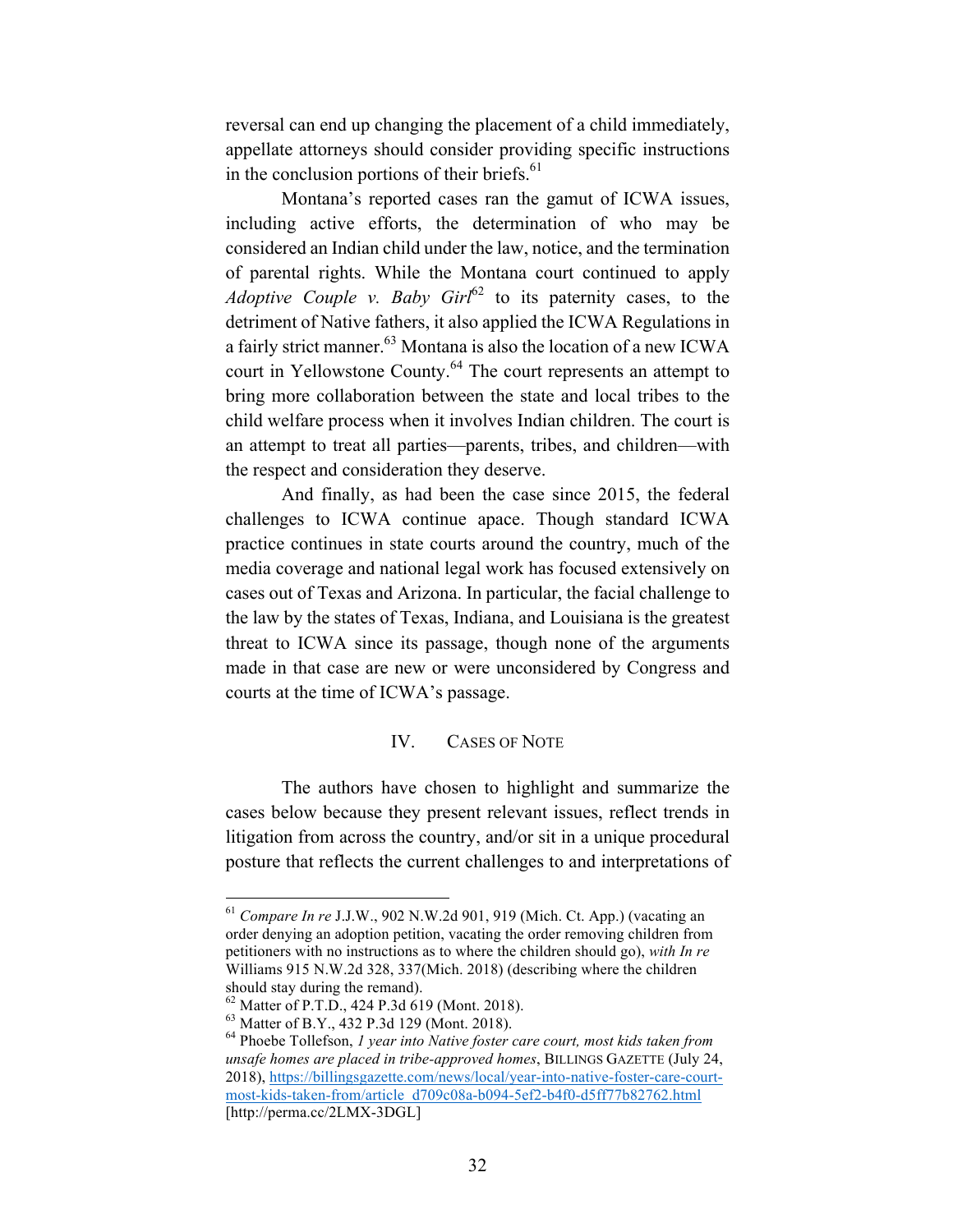reversal can end up changing the placement of a child immediately, appellate attorneys should consider providing specific instructions in the conclusion portions of their briefs.[61]

Montana's reported cases ran the gamut of ICWA issues, including active efforts, the determination of who may be considered an Indian child under the law, notice, and the termination of parental rights. While the Montana court continued to apply *Adoptive Couple v. Baby Girl*[62] to its paternity cases, to the detriment of Native fathers, it also applied the ICWA Regulations in a fairly strict manner.[63] Montana is also the location of a new ICWA court in Yellowstone County.[64] The court represents an attempt to bring more collaboration between the state and local tribes to the child welfare process when it involves Indian children. The court is an attempt to treat all parties—parents, tribes, and children—with the respect and consideration they deserve.

And finally, as had been the case since 2015, the federal challenges to ICWA continue apace. Though standard ICWA practice continues in state courts around the country, much of the media coverage and national legal work has focused extensively on cases out of Texas and Arizona. In particular, the facial challenge to the law by the states of Texas, Indiana, and Louisiana is the greatest threat to ICWA since its passage, though none of the arguments made in that case are new or were unconsidered by Congress and courts at the time of ICWA's passage.

## IV. Cases of Note

The authors have chosen to highlight and summarize the cases below because they present relevant issues, reflect trends in litigation from across the country, and/or sit in a unique procedural posture that reflects the current challenges to and interpretations of

---

[61] *Compare In re* J.J.W., 902 N.W.2d 901, 919 (Mich. Ct. App.) (vacating an order denying an adoption petition, vacating the order removing children from petitioners with no instructions as to where the children should go), *with In re* Williams 915 N.W.2d 328, 337(Mich. 2018) (describing where the children should stay during the remand).

[62] Matter of P.T.D., 424 P.3d 619 (Mont. 2018).

[63] Matter of B.Y., 432 P.3d 129 (Mont. 2018).

[64] Phoebe Tollefson, *1 year into Native foster care court, most kids taken from unsafe homes are placed in tribe-approved homes*, BILLINGS GAZETTE (July 24, 2018), https://billingsgazette.com/news/local/year-into-native-foster-care-court-most-kids-taken-from/article_d709c08a-b094-5ef2-b4f0-d5ff77b82762.html [http://perma.cc/2LMX-3DGL]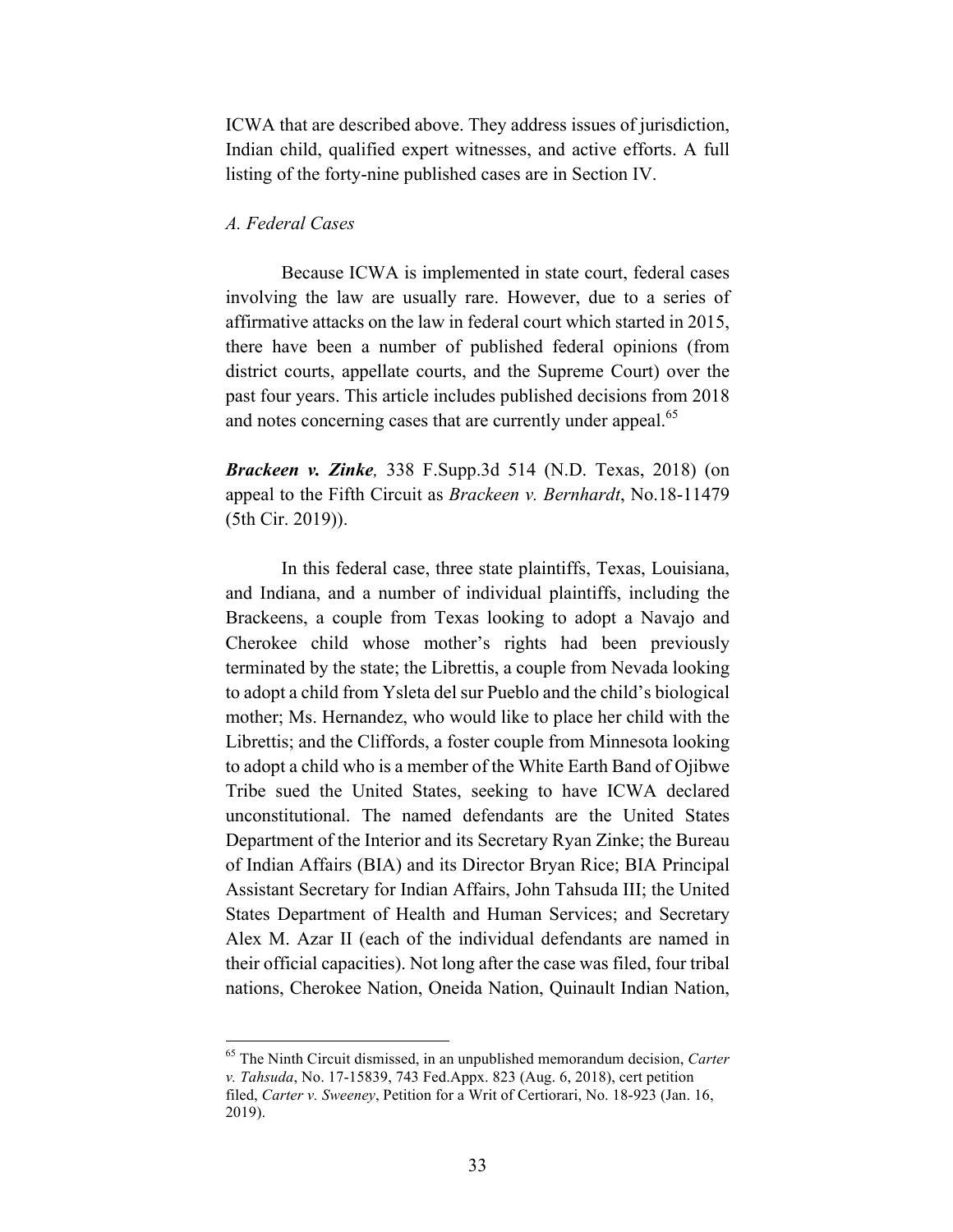ICWA that are described above. They address issues of jurisdiction, Indian child, qualified expert witnesses, and active efforts. A full listing of the forty-nine published cases are in Section IV.

*A. Federal Cases*

Because ICWA is implemented in state court, federal cases involving the law are usually rare. However, due to a series of affirmative attacks on the law in federal court which started in 2015, there have been a number of published federal opinions (from district courts, appellate courts, and the Supreme Court) over the past four years. This article includes published decisions from 2018 and notes concerning cases that are currently under appeal.[65]

***Brackeen v. Zinke,*** 338 F.Supp.3d 514 (N.D. Texas, 2018) (on appeal to the Fifth Circuit as *Brackeen v. Bernhardt*, No.18-11479 (5th Cir. 2019)).

In this federal case, three state plaintiffs, Texas, Louisiana, and Indiana, and a number of individual plaintiffs, including the Brackeens, a couple from Texas looking to adopt a Navajo and Cherokee child whose mother's rights had been previously terminated by the state; the Librettis, a couple from Nevada looking to adopt a child from Ysleta del sur Pueblo and the child's biological mother; Ms. Hernandez, who would like to place her child with the Librettis; and the Cliffords, a foster couple from Minnesota looking to adopt a child who is a member of the White Earth Band of Ojibwe Tribe sued the United States, seeking to have ICWA declared unconstitutional. The named defendants are the United States Department of the Interior and its Secretary Ryan Zinke; the Bureau of Indian Affairs (BIA) and its Director Bryan Rice; BIA Principal Assistant Secretary for Indian Affairs, John Tahsuda III; the United States Department of Health and Human Services; and Secretary Alex M. Azar II (each of the individual defendants are named in their official capacities). Not long after the case was filed, four tribal nations, Cherokee Nation, Oneida Nation, Quinault Indian Nation,

[65] The Ninth Circuit dismissed, in an unpublished memorandum decision, *Carter v. Tahsuda*, No. 17-15839, 743 Fed.Appx. 823 (Aug. 6, 2018), cert petition filed, *Carter v. Sweeney*, Petition for a Writ of Certiorari, No. 18-923 (Jan. 16, 2019).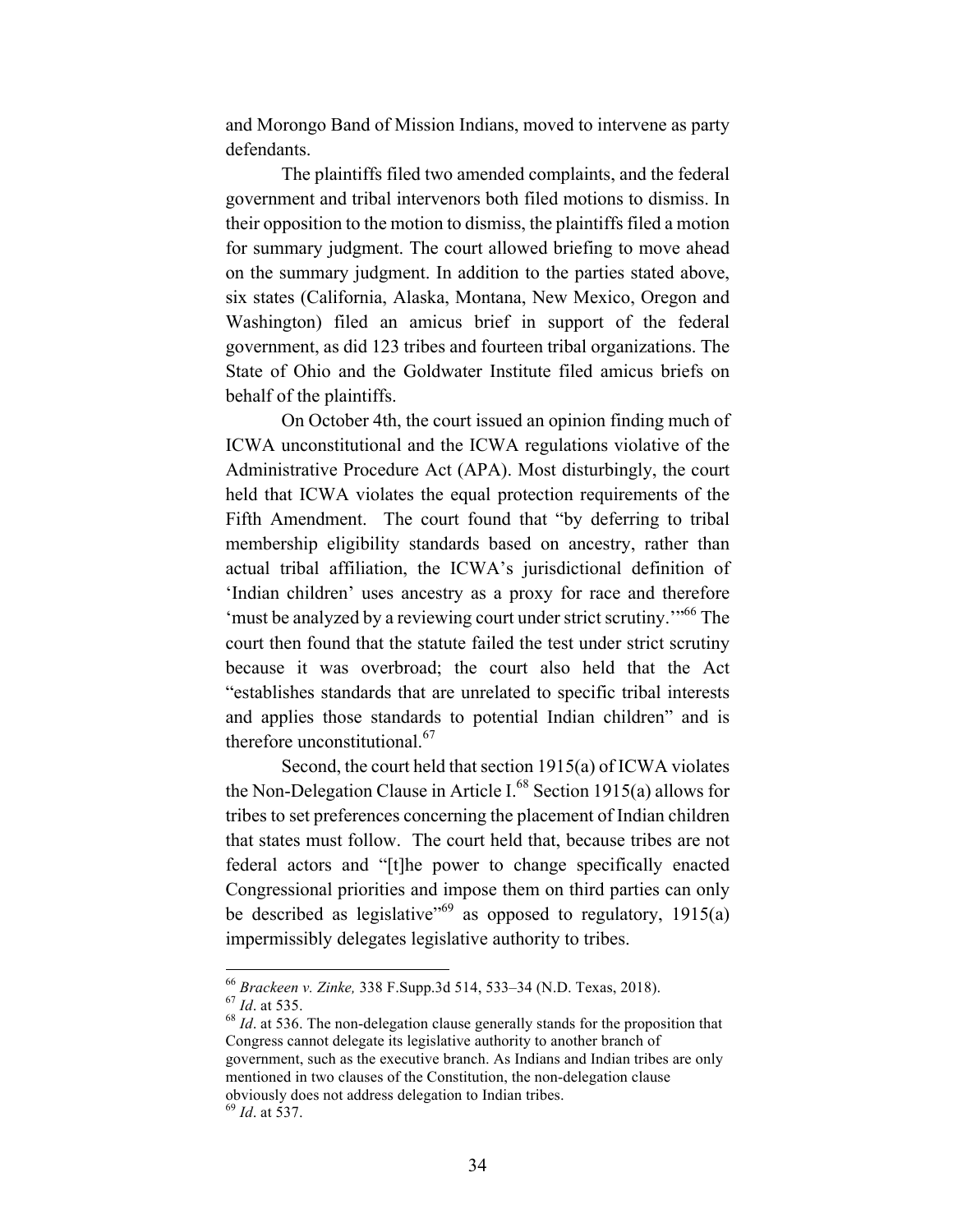and Morongo Band of Mission Indians, moved to intervene as party defendants.

The plaintiffs filed two amended complaints, and the federal government and tribal intervenors both filed motions to dismiss. In their opposition to the motion to dismiss, the plaintiffs filed a motion for summary judgment. The court allowed briefing to move ahead on the summary judgment. In addition to the parties stated above, six states (California, Alaska, Montana, New Mexico, Oregon and Washington) filed an amicus brief in support of the federal government, as did 123 tribes and fourteen tribal organizations. The State of Ohio and the Goldwater Institute filed amicus briefs on behalf of the plaintiffs.

On October 4th, the court issued an opinion finding much of ICWA unconstitutional and the ICWA regulations violative of the Administrative Procedure Act (APA). Most disturbingly, the court held that ICWA violates the equal protection requirements of the Fifth Amendment. The court found that "by deferring to tribal membership eligibility standards based on ancestry, rather than actual tribal affiliation, the ICWA's jurisdictional definition of 'Indian children' uses ancestry as a proxy for race and therefore 'must be analyzed by a reviewing court under strict scrutiny.'"[66] The court then found that the statute failed the test under strict scrutiny because it was overbroad; the court also held that the Act "establishes standards that are unrelated to specific tribal interests and applies those standards to potential Indian children" and is therefore unconstitutional.[67]

Second, the court held that section 1915(a) of ICWA violates the Non-Delegation Clause in Article I.[68] Section 1915(a) allows for tribes to set preferences concerning the placement of Indian children that states must follow. The court held that, because tribes are not federal actors and "[t]he power to change specifically enacted Congressional priorities and impose them on third parties can only be described as legislative"[69] as opposed to regulatory, 1915(a) impermissibly delegates legislative authority to tribes.

---

[66] *Brackeen v. Zinke,* 338 F.Supp.3d 514, 533–34 (N.D. Texas, 2018).

[67] *Id*. at 535.

[68] *Id*. at 536. The non-delegation clause generally stands for the proposition that Congress cannot delegate its legislative authority to another branch of government, such as the executive branch. As Indians and Indian tribes are only mentioned in two clauses of the Constitution, the non-delegation clause obviously does not address delegation to Indian tribes.

[69] *Id*. at 537.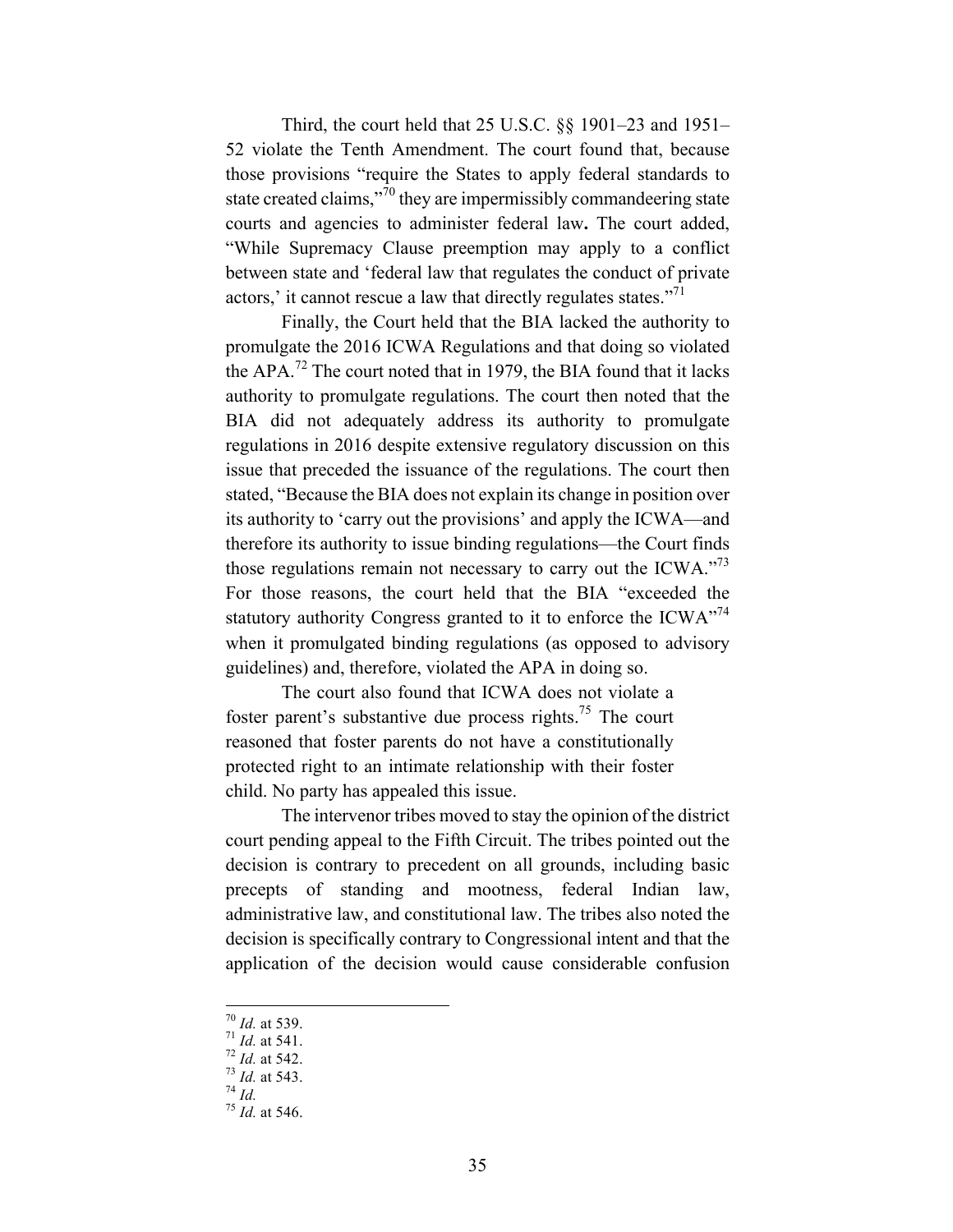Third, the court held that 25 U.S.C. §§ 1901–23 and 1951–52 violate the Tenth Amendment. The court found that, because those provisions "require the States to apply federal standards to state created claims,"[70] they are impermissibly commandeering state courts and agencies to administer federal law**.** The court added, "While Supremacy Clause preemption may apply to a conflict between state and 'federal law that regulates the conduct of private actors,' it cannot rescue a law that directly regulates states."[71]

Finally, the Court held that the BIA lacked the authority to promulgate the 2016 ICWA Regulations and that doing so violated the APA.[72] The court noted that in 1979, the BIA found that it lacks authority to promulgate regulations. The court then noted that the BIA did not adequately address its authority to promulgate regulations in 2016 despite extensive regulatory discussion on this issue that preceded the issuance of the regulations. The court then stated, "Because the BIA does not explain its change in position over its authority to 'carry out the provisions' and apply the ICWA—and therefore its authority to issue binding regulations—the Court finds those regulations remain not necessary to carry out the ICWA."[73] For those reasons, the court held that the BIA "exceeded the statutory authority Congress granted to it to enforce the ICWA"[74] when it promulgated binding regulations (as opposed to advisory guidelines) and, therefore, violated the APA in doing so.

The court also found that ICWA does not violate a foster parent's substantive due process rights.[75] The court reasoned that foster parents do not have a constitutionally protected right to an intimate relationship with their foster child. No party has appealed this issue.

The intervenor tribes moved to stay the opinion of the district court pending appeal to the Fifth Circuit. The tribes pointed out the decision is contrary to precedent on all grounds, including basic precepts of standing and mootness, federal Indian law, administrative law, and constitutional law. The tribes also noted the decision is specifically contrary to Congressional intent and that the application of the decision would cause considerable confusion

[70] *Id.* at 539.
[71] *Id.* at 541.
[72] *Id.* at 542.
[73] *Id.* at 543.
[74] *Id.*
[75] *Id.* at 546.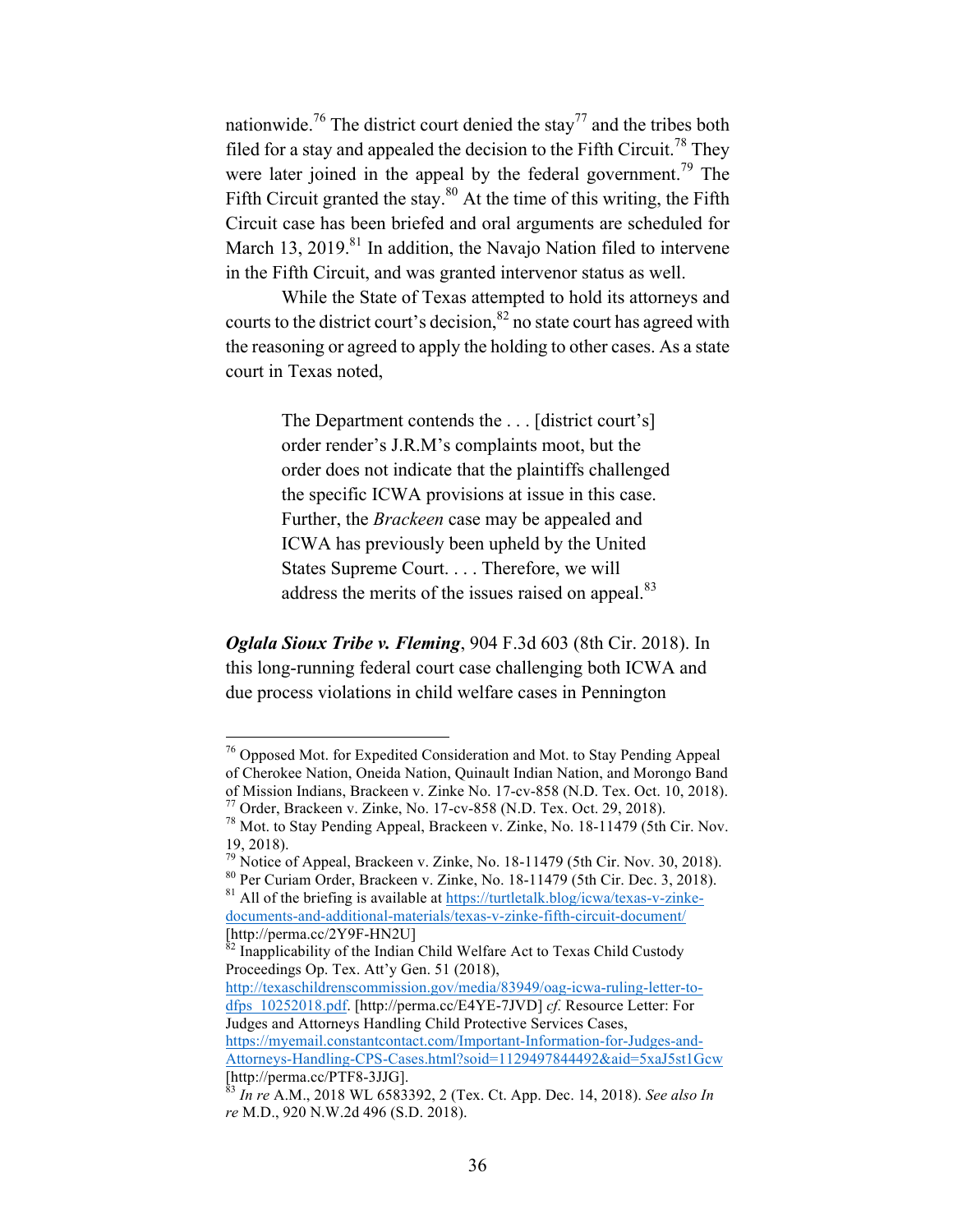nationwide.[76] The district court denied the stay[77] and the tribes both filed for a stay and appealed the decision to the Fifth Circuit.[78] They were later joined in the appeal by the federal government.[79] The Fifth Circuit granted the stay.[80] At the time of this writing, the Fifth Circuit case has been briefed and oral arguments are scheduled for March 13, 2019.[81] In addition, the Navajo Nation filed to intervene in the Fifth Circuit, and was granted intervenor status as well.

While the State of Texas attempted to hold its attorneys and courts to the district court's decision,[82] no state court has agreed with the reasoning or agreed to apply the holding to other cases. As a state court in Texas noted,

> The Department contends the . . . [district court's] order render's J.R.M's complaints moot, but the order does not indicate that the plaintiffs challenged the specific ICWA provisions at issue in this case. Further, the *Brackeen* case may be appealed and ICWA has previously been upheld by the United States Supreme Court. . . . Therefore, we will address the merits of the issues raised on appeal.[83]

***Oglala Sioux Tribe v. Fleming***, 904 F.3d 603 (8th Cir. 2018). In this long-running federal court case challenging both ICWA and due process violations in child welfare cases in Pennington

---

[76] Opposed Mot. for Expedited Consideration and Mot. to Stay Pending Appeal of Cherokee Nation, Oneida Nation, Quinault Indian Nation, and Morongo Band of Mission Indians, Brackeen v. Zinke No. 17-cv-858 (N.D. Tex. Oct. 10, 2018).

[77] Order, Brackeen v. Zinke, No. 17-cv-858 (N.D. Tex. Oct. 29, 2018).

[78] Mot. to Stay Pending Appeal, Brackeen v. Zinke, No. 18-11479 (5th Cir. Nov. 19, 2018).

[79] Notice of Appeal, Brackeen v. Zinke, No. 18-11479 (5th Cir. Nov. 30, 2018).

[80] Per Curiam Order, Brackeen v. Zinke, No. 18-11479 (5th Cir. Dec. 3, 2018).

[81] All of the briefing is available at https://turtletalk.blog/icwa/texas-v-zinke-documents-and-additional-materials/texas-v-zinke-fifth-circuit-document/ [http://perma.cc/2Y9F-HN2U]

[82] Inapplicability of the Indian Child Welfare Act to Texas Child Custody Proceedings Op. Tex. Att'y Gen. 51 (2018), http://texaschildrenscommission.gov/media/83949/oag-icwa-ruling-letter-to-dfps_10252018.pdf. [http://perma.cc/E4YE-7JVD] *cf.* Resource Letter: For Judges and Attorneys Handling Child Protective Services Cases, https://myemail.constantcontact.com/Important-Information-for-Judges-and-Attorneys-Handling-CPS-Cases.html?soid=1129497844492&aid=5xaJ5st1Gcw [http://perma.cc/PTF8-3JJG].

[83] *In re* A.M., 2018 WL 6583392, 2 (Tex. Ct. App. Dec. 14, 2018). *See also In re* M.D., 920 N.W.2d 496 (S.D. 2018).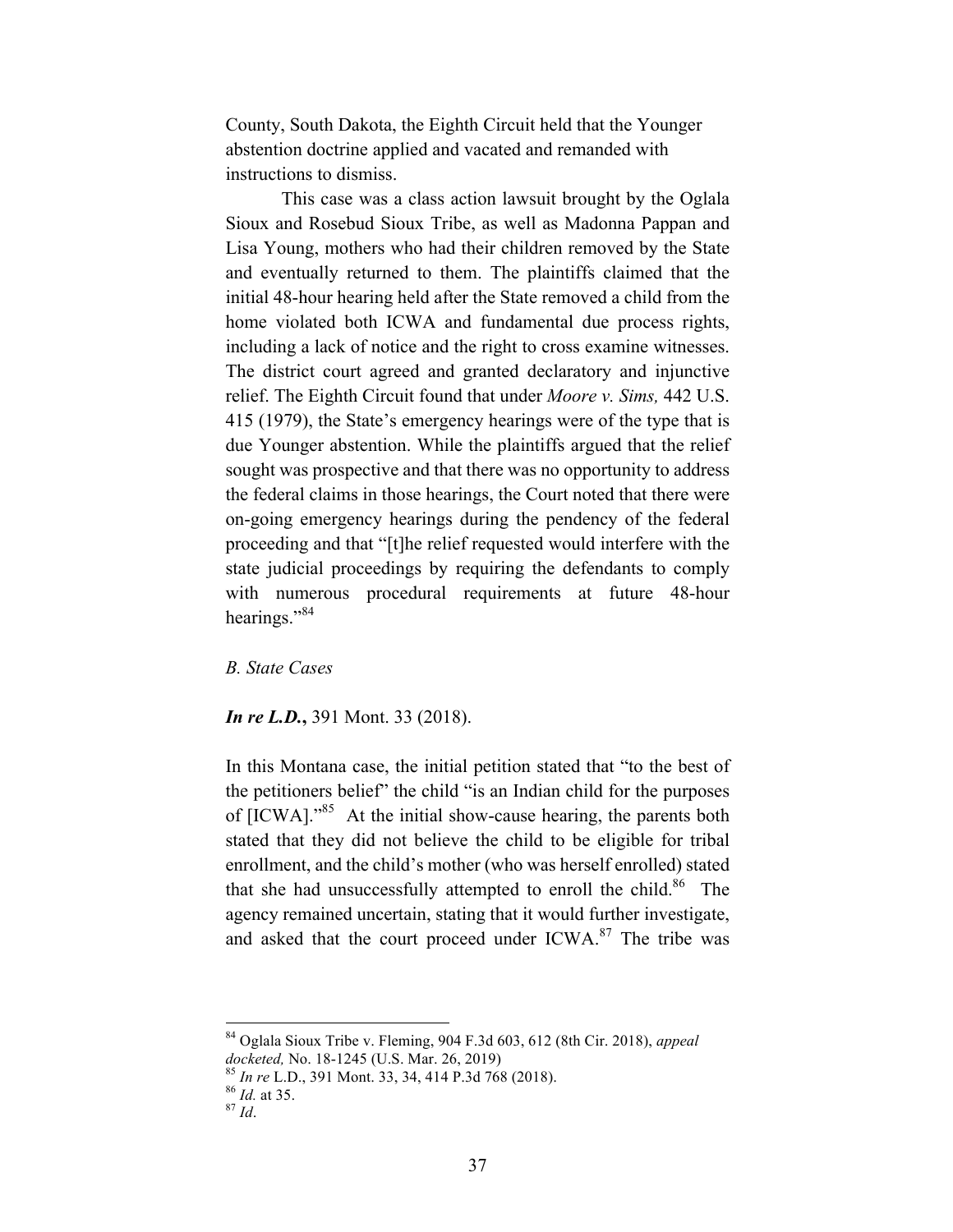County, South Dakota, the Eighth Circuit held that the Younger abstention doctrine applied and vacated and remanded with instructions to dismiss.

This case was a class action lawsuit brought by the Oglala Sioux and Rosebud Sioux Tribe, as well as Madonna Pappan and Lisa Young, mothers who had their children removed by the State and eventually returned to them. The plaintiffs claimed that the initial 48-hour hearing held after the State removed a child from the home violated both ICWA and fundamental due process rights, including a lack of notice and the right to cross examine witnesses. The district court agreed and granted declaratory and injunctive relief. The Eighth Circuit found that under *Moore v. Sims,* 442 U.S. 415 (1979), the State's emergency hearings were of the type that is due Younger abstention. While the plaintiffs argued that the relief sought was prospective and that there was no opportunity to address the federal claims in those hearings, the Court noted that there were on-going emergency hearings during the pendency of the federal proceeding and that "[t]he relief requested would interfere with the state judicial proceedings by requiring the defendants to comply with numerous procedural requirements at future 48-hour hearings."[84]

*B. State Cases*

***In re L.D.*,** 391 Mont. 33 (2018).

In this Montana case, the initial petition stated that "to the best of the petitioners belief" the child "is an Indian child for the purposes of [ICWA]."[85] At the initial show-cause hearing, the parents both stated that they did not believe the child to be eligible for tribal enrollment, and the child's mother (who was herself enrolled) stated that she had unsuccessfully attempted to enroll the child.[86] The agency remained uncertain, stating that it would further investigate, and asked that the court proceed under ICWA.[87] The tribe was

---

[84] Oglala Sioux Tribe v. Fleming, 904 F.3d 603, 612 (8th Cir. 2018), *appeal docketed,* No. 18-1245 (U.S. Mar. 26, 2019)

[85] *In re* L.D., 391 Mont. 33, 34, 414 P.3d 768 (2018).

[86] *Id.* at 35.

[87] *Id*.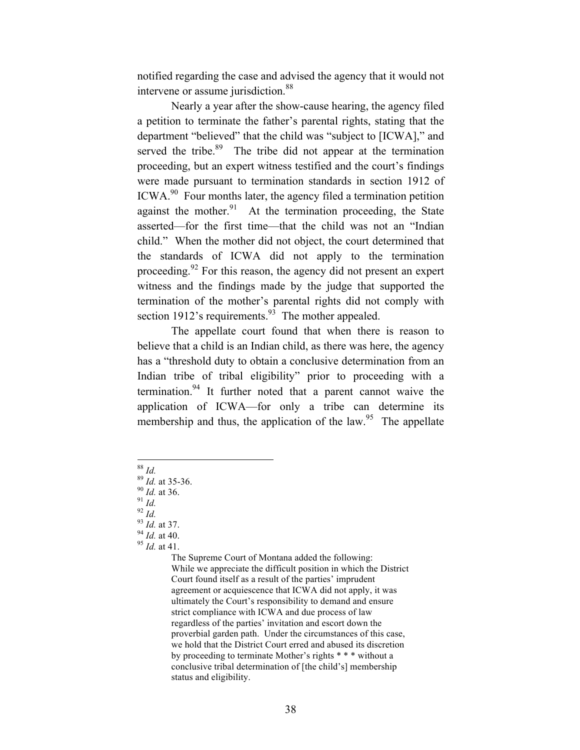notified regarding the case and advised the agency that it would not intervene or assume jurisdiction.[88]

Nearly a year after the show-cause hearing, the agency filed a petition to terminate the father's parental rights, stating that the department "believed" that the child was "subject to [ICWA]," and served the tribe.[89] The tribe did not appear at the termination proceeding, but an expert witness testified and the court's findings were made pursuant to termination standards in section 1912 of ICWA.[90] Four months later, the agency filed a termination petition against the mother.[91] At the termination proceeding, the State asserted—for the first time—that the child was not an "Indian child." When the mother did not object, the court determined that the standards of ICWA did not apply to the termination proceeding.[92] For this reason, the agency did not present an expert witness and the findings made by the judge that supported the termination of the mother's parental rights did not comply with section 1912's requirements.[93] The mother appealed.

The appellate court found that when there is reason to believe that a child is an Indian child, as there was here, the agency has a "threshold duty to obtain a conclusive determination from an Indian tribe of tribal eligibility" prior to proceeding with a termination.[94] It further noted that a parent cannot waive the application of ICWA—for only a tribe can determine its membership and thus, the application of the law.[95] The appellate

---

[88] *Id.*

[89] *Id.* at 35-36.

[90] *Id.* at 36.

[91] *Id.*

[92] *Id.*

[93] *Id.* at 37.

[94] *Id.* at 40.

[95] *Id.* at 41.

> The Supreme Court of Montana added the following:
> While we appreciate the difficult position in which the District Court found itself as a result of the parties' imprudent agreement or acquiescence that ICWA did not apply, it was ultimately the Court's responsibility to demand and ensure strict compliance with ICWA and due process of law regardless of the parties' invitation and escort down the proverbial garden path. Under the circumstances of this case, we hold that the District Court erred and abused its discretion by proceeding to terminate Mother's rights * * * without a conclusive tribal determination of [the child's] membership status and eligibility.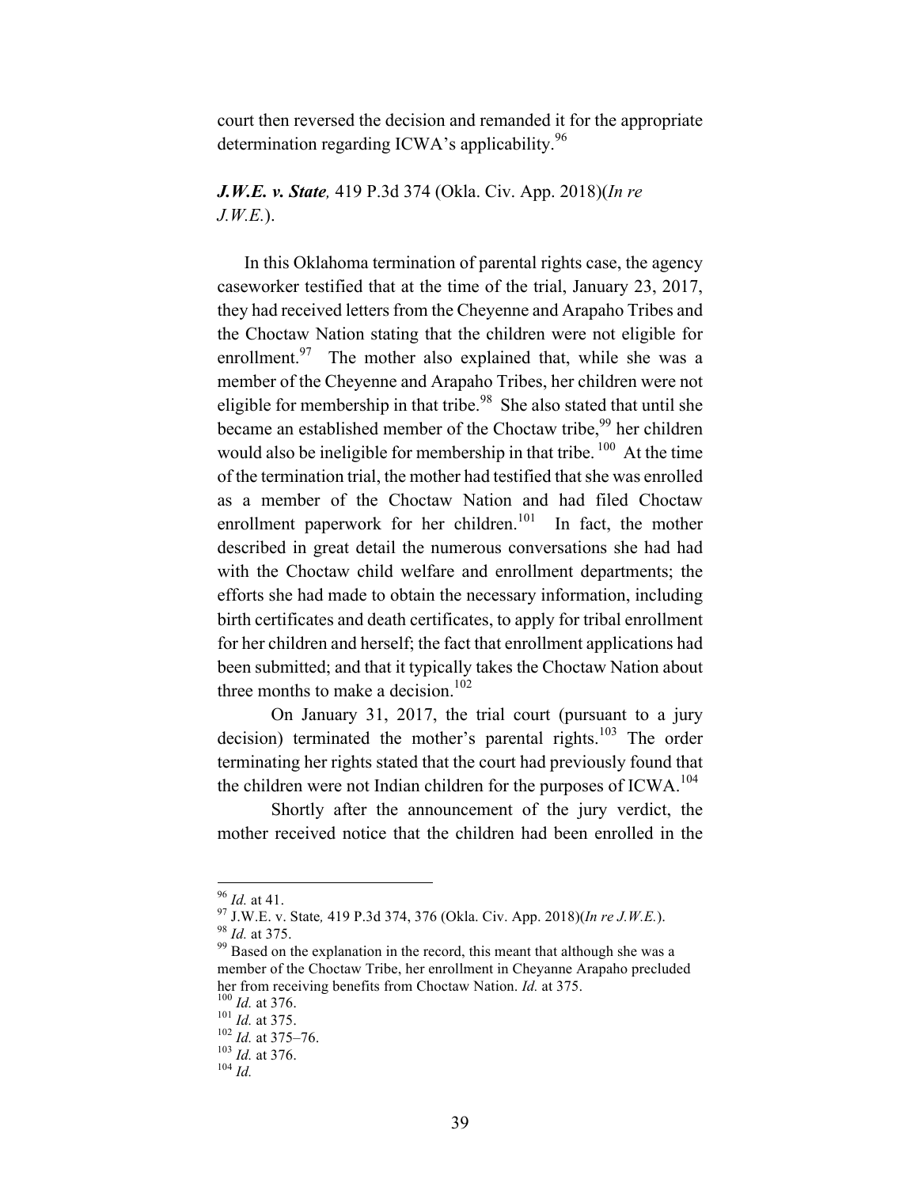court then reversed the decision and remanded it for the appropriate determination regarding ICWA's applicability.[96]

***J.W.E. v. State****,* 419 P.3d 374 (Okla. Civ. App. 2018)(*In re J.W.E.*).

In this Oklahoma termination of parental rights case, the agency caseworker testified that at the time of the trial, January 23, 2017, they had received letters from the Cheyenne and Arapaho Tribes and the Choctaw Nation stating that the children were not eligible for enrollment.[97] The mother also explained that, while she was a member of the Cheyenne and Arapaho Tribes, her children were not eligible for membership in that tribe.[98] She also stated that until she became an established member of the Choctaw tribe,[99] her children would also be ineligible for membership in that tribe.[100] At the time of the termination trial, the mother had testified that she was enrolled as a member of the Choctaw Nation and had filed Choctaw enrollment paperwork for her children.[101] In fact, the mother described in great detail the numerous conversations she had had with the Choctaw child welfare and enrollment departments; the efforts she had made to obtain the necessary information, including birth certificates and death certificates, to apply for tribal enrollment for her children and herself; the fact that enrollment applications had been submitted; and that it typically takes the Choctaw Nation about three months to make a decision.[102]

On January 31, 2017, the trial court (pursuant to a jury decision) terminated the mother's parental rights.[103] The order terminating her rights stated that the court had previously found that the children were not Indian children for the purposes of ICWA.[104]

Shortly after the announcement of the jury verdict, the mother received notice that the children had been enrolled in the

---

[96] *Id.* at 41.

[97] J.W.E. v. State*,* 419 P.3d 374, 376 (Okla. Civ. App. 2018)(*In re J.W.E.*).

[98] *Id.* at 375.

[99] Based on the explanation in the record, this meant that although she was a member of the Choctaw Tribe, her enrollment in Cheyenne Arapaho precluded her from receiving benefits from Choctaw Nation. *Id.* at 375.

[100] *Id.* at 376.

[101] *Id.* at 375.

[102] *Id.* at 375–76.

[103] *Id.* at 376.

[104] *Id.*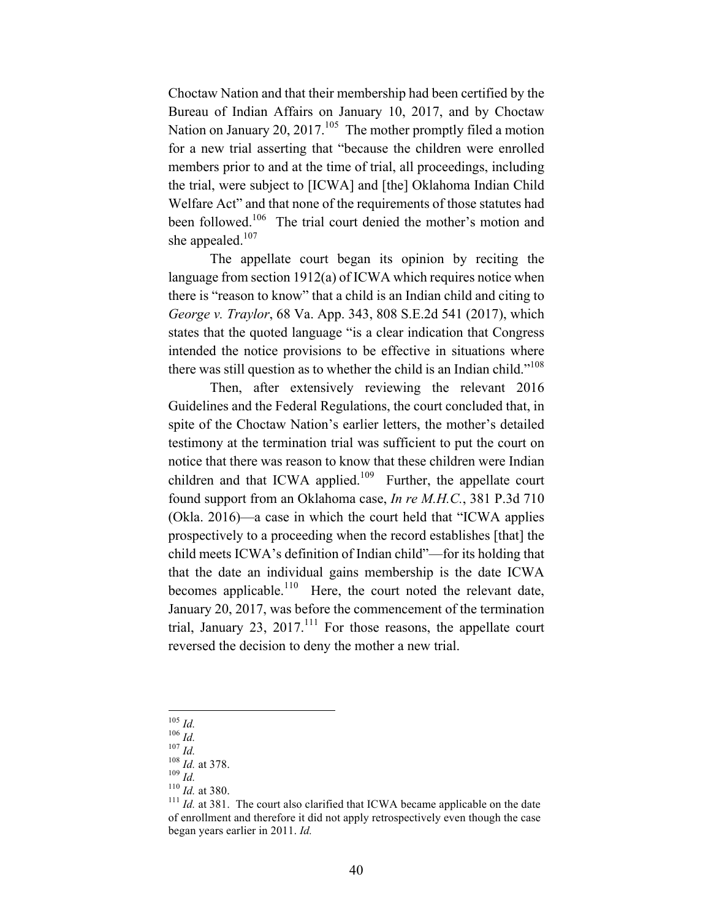Choctaw Nation and that their membership had been certified by the Bureau of Indian Affairs on January 10, 2017, and by Choctaw Nation on January 20, 2017.[105] The mother promptly filed a motion for a new trial asserting that "because the children were enrolled members prior to and at the time of trial, all proceedings, including the trial, were subject to [ICWA] and [the] Oklahoma Indian Child Welfare Act" and that none of the requirements of those statutes had been followed.[106] The trial court denied the mother's motion and she appealed.[107]

The appellate court began its opinion by reciting the language from section 1912(a) of ICWA which requires notice when there is "reason to know" that a child is an Indian child and citing to *George v. Traylor*, 68 Va. App. 343, 808 S.E.2d 541 (2017), which states that the quoted language "is a clear indication that Congress intended the notice provisions to be effective in situations where there was still question as to whether the child is an Indian child."[108]

Then, after extensively reviewing the relevant 2016 Guidelines and the Federal Regulations, the court concluded that, in spite of the Choctaw Nation's earlier letters, the mother's detailed testimony at the termination trial was sufficient to put the court on notice that there was reason to know that these children were Indian children and that ICWA applied.[109] Further, the appellate court found support from an Oklahoma case, *In re M.H.C.*, 381 P.3d 710 (Okla. 2016)—a case in which the court held that "ICWA applies prospectively to a proceeding when the record establishes [that] the child meets ICWA's definition of Indian child"—for its holding that that the date an individual gains membership is the date ICWA becomes applicable.[110] Here, the court noted the relevant date, January 20, 2017, was before the commencement of the termination trial, January 23, 2017.[111] For those reasons, the appellate court reversed the decision to deny the mother a new trial.

---

[105] *Id.*
[106] *Id.*
[107] *Id.*
[108] *Id.* at 378.
[109] *Id.*
[110] *Id.* at 380.
[111] *Id.* at 381. The court also clarified that ICWA became applicable on the date of enrollment and therefore it did not apply retrospectively even though the case began years earlier in 2011. *Id.*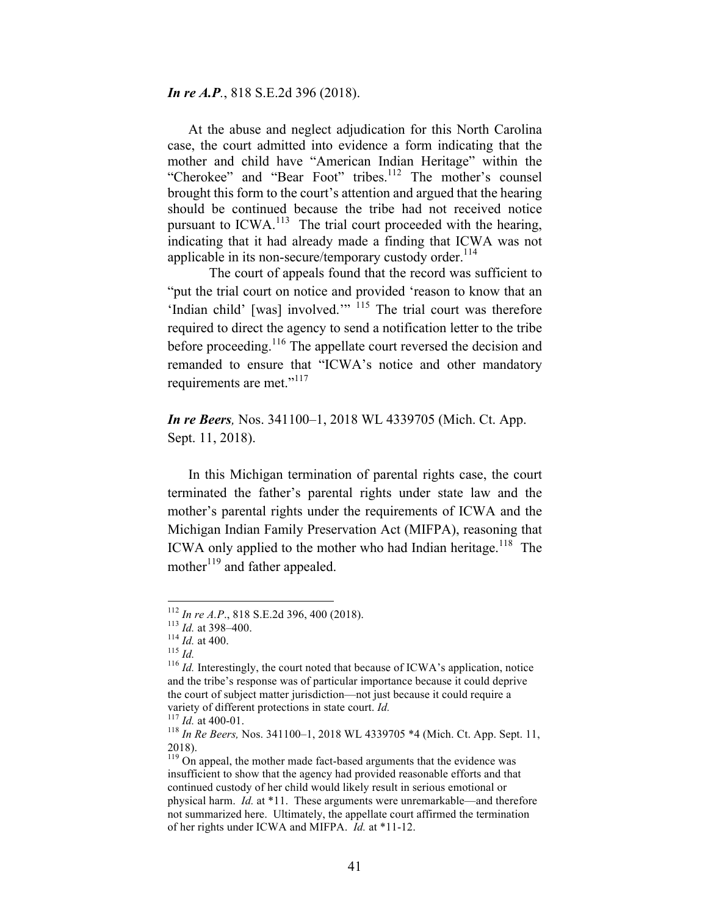***In re A.P.***, 818 S.E.2d 396 (2018).

At the abuse and neglect adjudication for this North Carolina case, the court admitted into evidence a form indicating that the mother and child have "American Indian Heritage" within the "Cherokee" and "Bear Foot" tribes.[112] The mother's counsel brought this form to the court's attention and argued that the hearing should be continued because the tribe had not received notice pursuant to ICWA.[113] The trial court proceeded with the hearing, indicating that it had already made a finding that ICWA was not applicable in its non-secure/temporary custody order.[114]

The court of appeals found that the record was sufficient to "put the trial court on notice and provided 'reason to know that an 'Indian child' [was] involved.'" [115] The trial court was therefore required to direct the agency to send a notification letter to the tribe before proceeding.[116] The appellate court reversed the decision and remanded to ensure that "ICWA's notice and other mandatory requirements are met."[117]

***In re Beers,*** Nos. 341100–1, 2018 WL 4339705 (Mich. Ct. App. Sept. 11, 2018).

In this Michigan termination of parental rights case, the court terminated the father's parental rights under state law and the mother's parental rights under the requirements of ICWA and the Michigan Indian Family Preservation Act (MIFPA), reasoning that ICWA only applied to the mother who had Indian heritage.[118] The mother[119] and father appealed.

---

[112] *In re A.P*., 818 S.E.2d 396, 400 (2018).
[113] *Id.* at 398–400.
[114] *Id.* at 400.
[115] *Id.*
[116] *Id.* Interestingly, the court noted that because of ICWA's application, notice and the tribe's response was of particular importance because it could deprive the court of subject matter jurisdiction—not just because it could require a variety of different protections in state court. *Id.*
[117] *Id.* at 400-01.
[118] *In Re Beers,* Nos. 341100–1, 2018 WL 4339705 *4 (Mich. Ct. App. Sept. 11, 2018).
[119] On appeal, the mother made fact-based arguments that the evidence was insufficient to show that the agency had provided reasonable efforts and that continued custody of her child would likely result in serious emotional or physical harm. *Id.* at *11. These arguments were unremarkable—and therefore not summarized here. Ultimately, the appellate court affirmed the termination of her rights under ICWA and MIFPA. *Id.* at *11-12.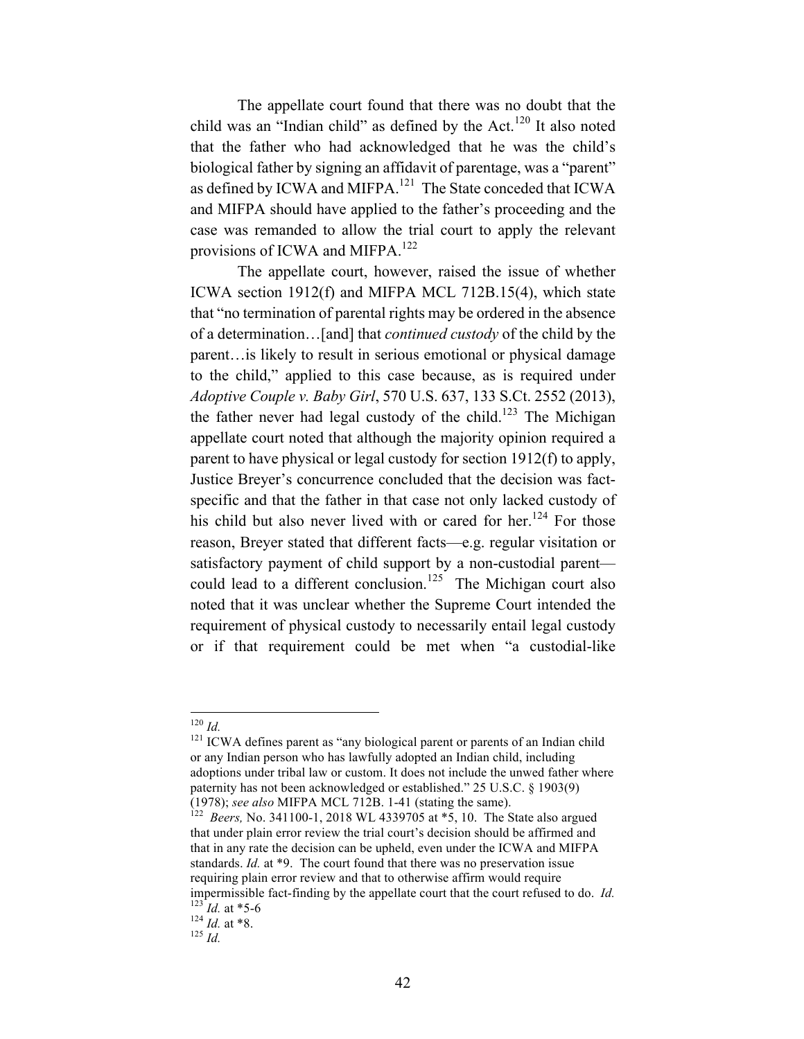The appellate court found that there was no doubt that the child was an "Indian child" as defined by the Act.[120] It also noted that the father who had acknowledged that he was the child's biological father by signing an affidavit of parentage, was a "parent" as defined by ICWA and MIFPA.[121] The State conceded that ICWA and MIFPA should have applied to the father's proceeding and the case was remanded to allow the trial court to apply the relevant provisions of ICWA and MIFPA.[122]

The appellate court, however, raised the issue of whether ICWA section 1912(f) and MIFPA MCL 712B.15(4), which state that "no termination of parental rights may be ordered in the absence of a determination…[and] that *continued custody* of the child by the parent…is likely to result in serious emotional or physical damage to the child," applied to this case because, as is required under *Adoptive Couple v. Baby Girl*, 570 U.S. 637, 133 S.Ct. 2552 (2013), the father never had legal custody of the child.[123] The Michigan appellate court noted that although the majority opinion required a parent to have physical or legal custody for section 1912(f) to apply, Justice Breyer's concurrence concluded that the decision was fact-specific and that the father in that case not only lacked custody of his child but also never lived with or cared for her.[124] For those reason, Breyer stated that different facts—e.g. regular visitation or satisfactory payment of child support by a non-custodial parent—could lead to a different conclusion.[125] The Michigan court also noted that it was unclear whether the Supreme Court intended the requirement of physical custody to necessarily entail legal custody or if that requirement could be met when "a custodial-like

---

[120] *Id.*

[121] ICWA defines parent as "any biological parent or parents of an Indian child or any Indian person who has lawfully adopted an Indian child, including adoptions under tribal law or custom. It does not include the unwed father where paternity has not been acknowledged or established." 25 U.S.C. § 1903(9) (1978); *see also* MIFPA MCL 712B. 1-41 (stating the same).

[122] *Beers,* No. 341100-1, 2018 WL 4339705 at *5, 10. The State also argued that under plain error review the trial court's decision should be affirmed and that in any rate the decision can be upheld, even under the ICWA and MIFPA standards. *Id.* at *9. The court found that there was no preservation issue requiring plain error review and that to otherwise affirm would require impermissible fact-finding by the appellate court that the court refused to do. *Id.*

[123] *Id.* at *5-6

[124] *Id.* at *8.

[125] *Id.*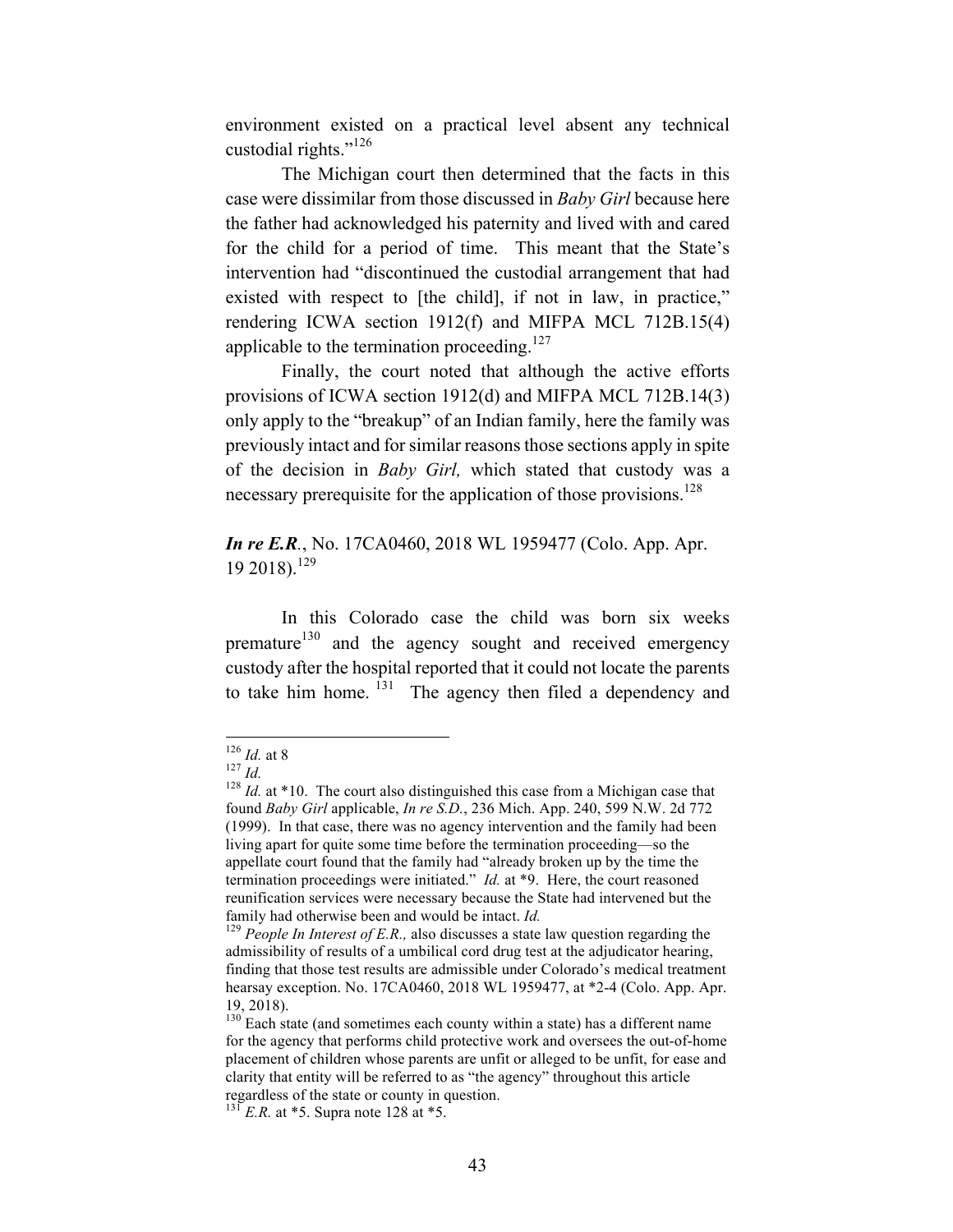environment existed on a practical level absent any technical custodial rights."[126]

The Michigan court then determined that the facts in this case were dissimilar from those discussed in *Baby Girl* because here the father had acknowledged his paternity and lived with and cared for the child for a period of time. This meant that the State's intervention had "discontinued the custodial arrangement that had existed with respect to [the child], if not in law, in practice," rendering ICWA section 1912(f) and MIFPA MCL 712B.15(4) applicable to the termination proceeding.[127]

Finally, the court noted that although the active efforts provisions of ICWA section 1912(d) and MIFPA MCL 712B.14(3) only apply to the "breakup" of an Indian family, here the family was previously intact and for similar reasons those sections apply in spite of the decision in *Baby Girl,* which stated that custody was a necessary prerequisite for the application of those provisions.[128]

***In re E.R.***, No. 17CA0460, 2018 WL 1959477 (Colo. App. Apr. 19 2018).[129]

In this Colorado case the child was born six weeks premature[130] and the agency sought and received emergency custody after the hospital reported that it could not locate the parents to take him home.[131] The agency then filed a dependency and

---

[126] *Id.* at 8

[127] *Id.*

[128] *Id.* at *10. The court also distinguished this case from a Michigan case that found *Baby Girl* applicable, *In re S.D.*, 236 Mich. App. 240, 599 N.W. 2d 772 (1999). In that case, there was no agency intervention and the family had been living apart for quite some time before the termination proceeding—so the appellate court found that the family had "already broken up by the time the termination proceedings were initiated." *Id.* at *9. Here, the court reasoned reunification services were necessary because the State had intervened but the family had otherwise been and would be intact. *Id.*

[129] *People In Interest of E.R.,* also discusses a state law question regarding the admissibility of results of a umbilical cord drug test at the adjudicator hearing, finding that those test results are admissible under Colorado's medical treatment hearsay exception. No. 17CA0460, 2018 WL 1959477, at *2-4 (Colo. App. Apr. 19, 2018).

[130] Each state (and sometimes each county within a state) has a different name for the agency that performs child protective work and oversees the out-of-home placement of children whose parents are unfit or alleged to be unfit, for ease and clarity that entity will be referred to as "the agency" throughout this article regardless of the state or county in question.

[131] *E.R.* at *5. Supra note 128 at *5.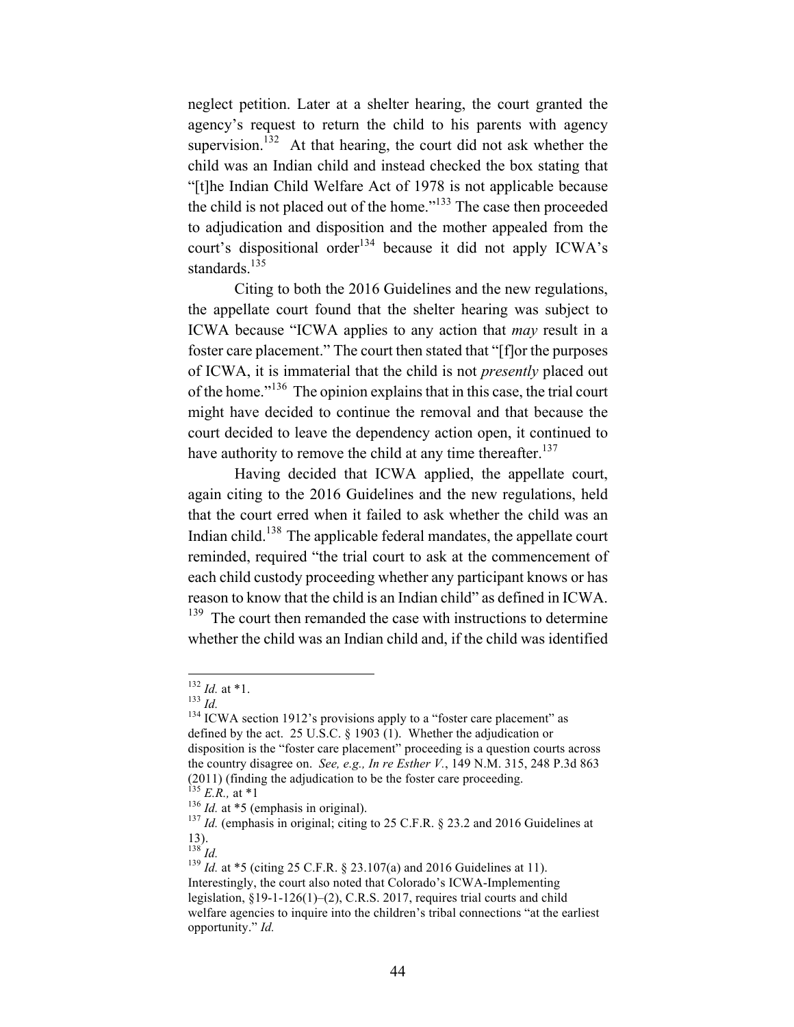neglect petition. Later at a shelter hearing, the court granted the agency's request to return the child to his parents with agency supervision.[132] At that hearing, the court did not ask whether the child was an Indian child and instead checked the box stating that "[t]he Indian Child Welfare Act of 1978 is not applicable because the child is not placed out of the home."[133] The case then proceeded to adjudication and disposition and the mother appealed from the court's dispositional order[134] because it did not apply ICWA's standards.[135]

Citing to both the 2016 Guidelines and the new regulations, the appellate court found that the shelter hearing was subject to ICWA because "ICWA applies to any action that *may* result in a foster care placement." The court then stated that "[f]or the purposes of ICWA, it is immaterial that the child is not *presently* placed out of the home."[136] The opinion explains that in this case, the trial court might have decided to continue the removal and that because the court decided to leave the dependency action open, it continued to have authority to remove the child at any time thereafter.[137]

Having decided that ICWA applied, the appellate court, again citing to the 2016 Guidelines and the new regulations, held that the court erred when it failed to ask whether the child was an Indian child.[138] The applicable federal mandates, the appellate court reminded, required "the trial court to ask at the commencement of each child custody proceeding whether any participant knows or has reason to know that the child is an Indian child" as defined in ICWA.[139] The court then remanded the case with instructions to determine whether the child was an Indian child and, if the child was identified

---

[132] *Id.* at *1.

[133] *Id.*

[134] ICWA section 1912's provisions apply to a "foster care placement" as defined by the act. 25 U.S.C. § 1903 (1). Whether the adjudication or disposition is the "foster care placement" proceeding is a question courts across the country disagree on. *See, e.g., In re Esther V.*, 149 N.M. 315, 248 P.3d 863 (2011) (finding the adjudication to be the foster care proceeding.

[135] *E.R.,* at *1

[136] *Id.* at *5 (emphasis in original).

[137] *Id.* (emphasis in original; citing to 25 C.F.R. § 23.2 and 2016 Guidelines at 13).

[138] *Id.*

[139] *Id.* at *5 (citing 25 C.F.R. § 23.107(a) and 2016 Guidelines at 11). Interestingly, the court also noted that Colorado's ICWA-Implementing legislation, §19-1-126(1)–(2), C.R.S. 2017, requires trial courts and child welfare agencies to inquire into the children's tribal connections "at the earliest opportunity." *Id.*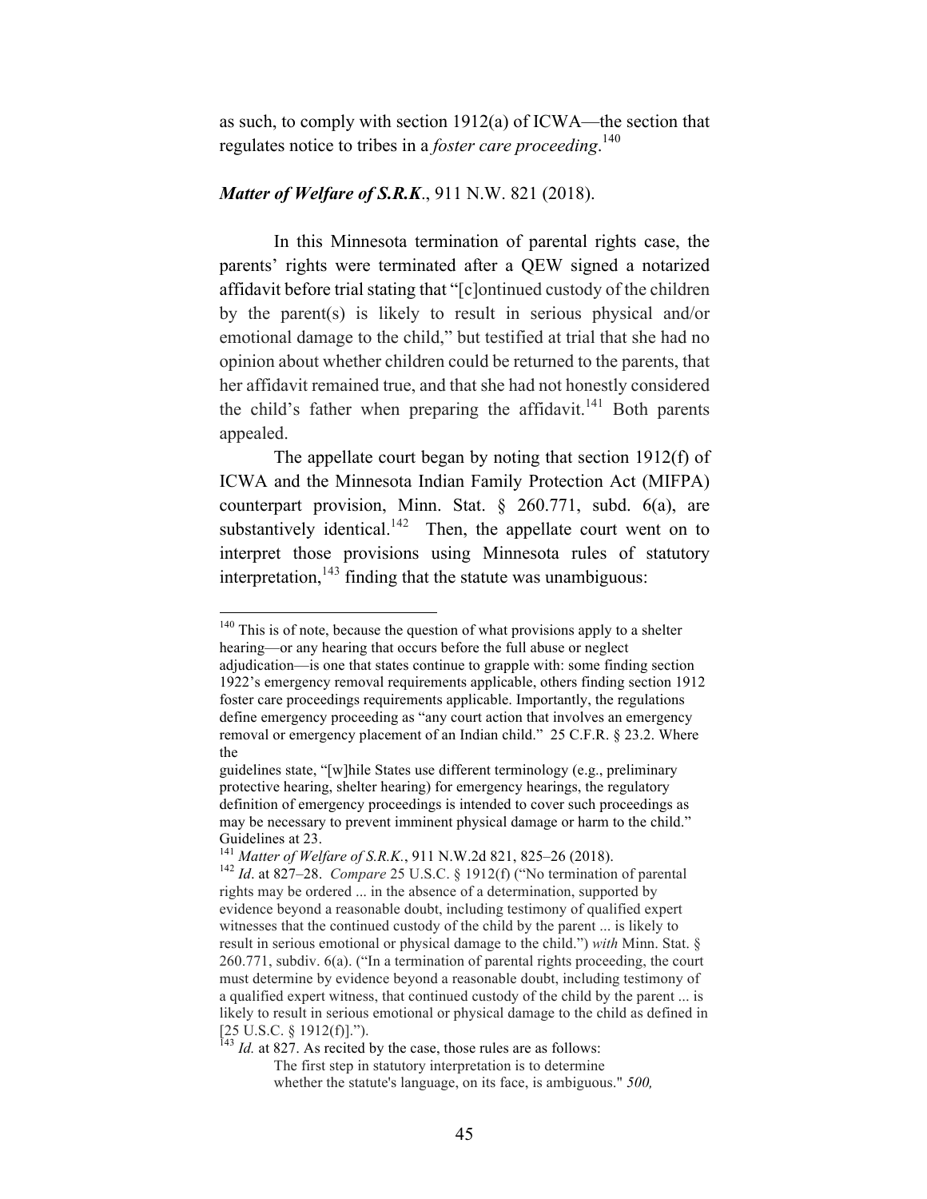as such, to comply with section 1912(a) of ICWA—the section that regulates notice to tribes in a *foster care proceeding*.[140]

***Matter of Welfare of S.R.K***., 911 N.W. 821 (2018).

In this Minnesota termination of parental rights case, the parents' rights were terminated after a QEW signed a notarized affidavit before trial stating that "[c]ontinued custody of the children by the parent(s) is likely to result in serious physical and/or emotional damage to the child," but testified at trial that she had no opinion about whether children could be returned to the parents, that her affidavit remained true, and that she had not honestly considered the child's father when preparing the affidavit.[141] Both parents appealed.

The appellate court began by noting that section 1912(f) of ICWA and the Minnesota Indian Family Protection Act (MIFPA) counterpart provision, Minn. Stat. § 260.771, subd. 6(a), are substantively identical.[142] Then, the appellate court went on to interpret those provisions using Minnesota rules of statutory interpretation,[143] finding that the statute was unambiguous:

---

[140] This is of note, because the question of what provisions apply to a shelter hearing—or any hearing that occurs before the full abuse or neglect adjudication—is one that states continue to grapple with: some finding section 1922's emergency removal requirements applicable, others finding section 1912 foster care proceedings requirements applicable. Importantly, the regulations define emergency proceeding as "any court action that involves an emergency removal or emergency placement of an Indian child." 25 C.F.R. § 23.2. Where the

guidelines state, "[w]hile States use different terminology (e.g., preliminary protective hearing, shelter hearing) for emergency hearings, the regulatory definition of emergency proceedings is intended to cover such proceedings as may be necessary to prevent imminent physical damage or harm to the child." Guidelines at 23.

[141] *Matter of Welfare of S.R.K.*, 911 N.W.2d 821, 825–26 (2018).

[142] *Id*. at 827–28. *Compare* 25 U.S.C. § 1912(f) ("No termination of parental rights may be ordered ... in the absence of a determination, supported by evidence beyond a reasonable doubt, including testimony of qualified expert witnesses that the continued custody of the child by the parent ... is likely to result in serious emotional or physical damage to the child.") *with* Minn. Stat. § 260.771, subdiv. 6(a). ("In a termination of parental rights proceeding, the court must determine by evidence beyond a reasonable doubt, including testimony of a qualified expert witness, that continued custody of the child by the parent ... is likely to result in serious emotional or physical damage to the child as defined in [25 U.S.C. § 1912(f)].").

[143] *Id.* at 827. As recited by the case, those rules are as follows:

> The first step in statutory interpretation is to determine whether the statute's language, on its face, is ambiguous." *500,*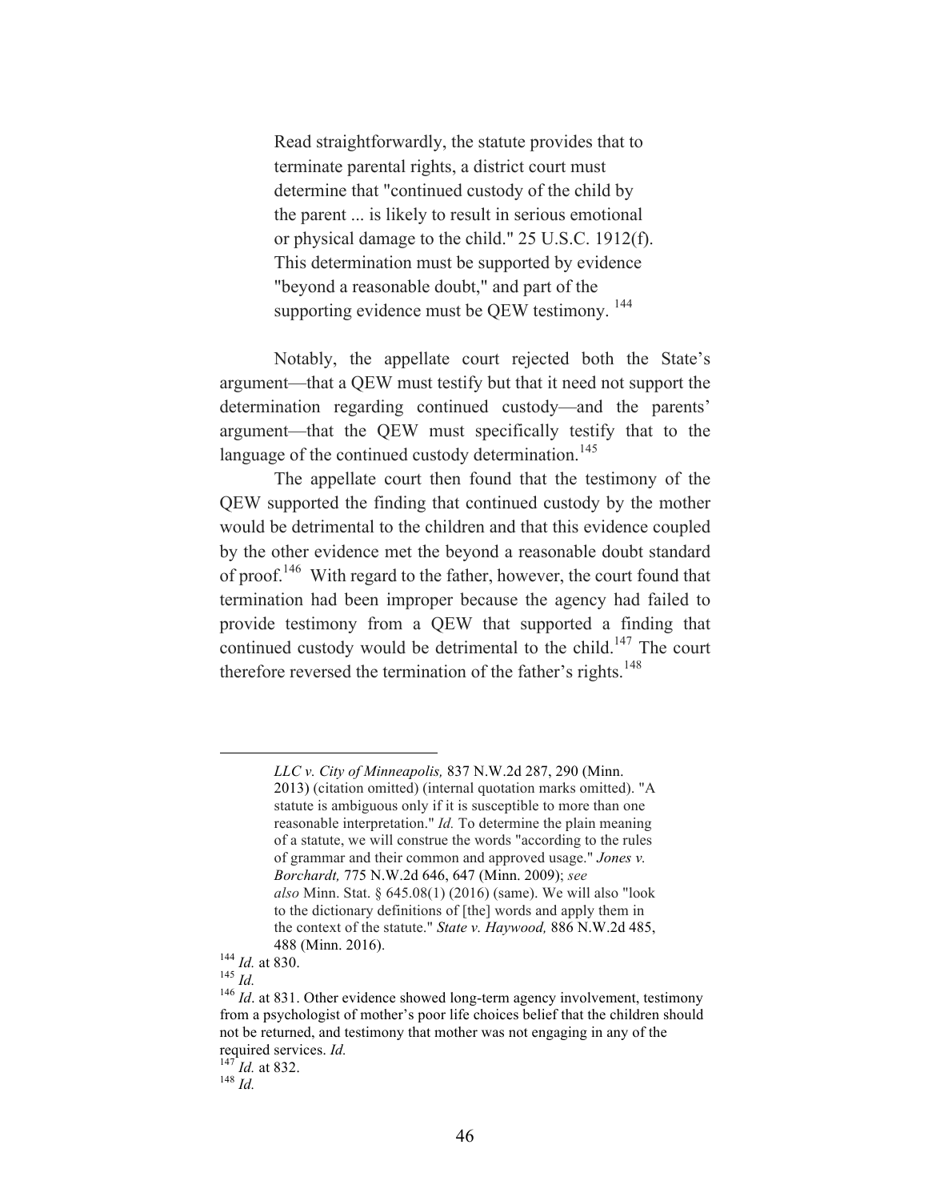> Read straightforwardly, the statute provides that to terminate parental rights, a district court must determine that "continued custody of the child by the parent ... is likely to result in serious emotional or physical damage to the child." 25 U.S.C. 1912(f). This determination must be supported by evidence "beyond a reasonable doubt," and part of the supporting evidence must be QEW testimony.[144]

Notably, the appellate court rejected both the State's argument—that a QEW must testify but that it need not support the determination regarding continued custody—and the parents' argument—that the QEW must specifically testify that to the language of the continued custody determination.[145]

The appellate court then found that the testimony of the QEW supported the finding that continued custody by the mother would be detrimental to the children and that this evidence coupled by the other evidence met the beyond a reasonable doubt standard of proof.[146] With regard to the father, however, the court found that termination had been improper because the agency had failed to provide testimony from a QEW that supported a finding that continued custody would be detrimental to the child.[147] The court therefore reversed the termination of the father's rights.[148]

---

> *LLC v. City of Minneapolis,* 837 N.W.2d 287, 290 (Minn. 2013) (citation omitted) (internal quotation marks omitted). "A statute is ambiguous only if it is susceptible to more than one reasonable interpretation." *Id.* To determine the plain meaning of a statute, we will construe the words "according to the rules of grammar and their common and approved usage." *Jones v. Borchardt,* 775 N.W.2d 646, 647 (Minn. 2009); *see also* Minn. Stat. § 645.08(1) (2016) (same). We will also "look to the dictionary definitions of [the] words and apply them in the context of the statute." *State v. Haywood,* 886 N.W.2d 485, 488 (Minn. 2016).

[144] *Id.* at 830.

[145] *Id.*

[146] *Id*. at 831. Other evidence showed long-term agency involvement, testimony from a psychologist of mother's poor life choices belief that the children should not be returned, and testimony that mother was not engaging in any of the required services. *Id.*

[147] *Id.* at 832.

[148] *Id.*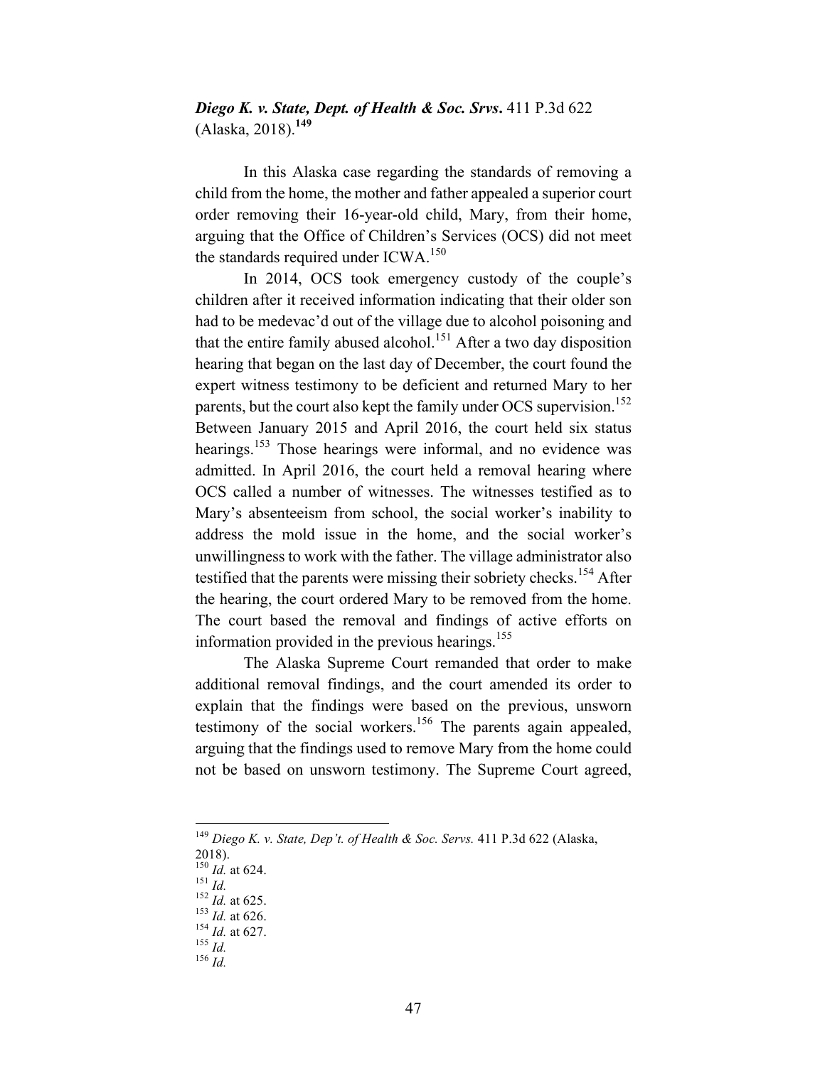***Diego K. v. State, Dept. of Health & Soc. Srvs*.** 411 P.3d 622 (Alaska, 2018).**[149]**

In this Alaska case regarding the standards of removing a child from the home, the mother and father appealed a superior court order removing their 16-year-old child, Mary, from their home, arguing that the Office of Children's Services (OCS) did not meet the standards required under ICWA.[150]

In 2014, OCS took emergency custody of the couple's children after it received information indicating that their older son had to be medevac'd out of the village due to alcohol poisoning and that the entire family abused alcohol.[151] After a two day disposition hearing that began on the last day of December, the court found the expert witness testimony to be deficient and returned Mary to her parents, but the court also kept the family under OCS supervision.[152] Between January 2015 and April 2016, the court held six status hearings.[153] Those hearings were informal, and no evidence was admitted. In April 2016, the court held a removal hearing where OCS called a number of witnesses. The witnesses testified as to Mary's absenteeism from school, the social worker's inability to address the mold issue in the home, and the social worker's unwillingness to work with the father. The village administrator also testified that the parents were missing their sobriety checks.[154] After the hearing, the court ordered Mary to be removed from the home. The court based the removal and findings of active efforts on information provided in the previous hearings.[155]

The Alaska Supreme Court remanded that order to make additional removal findings, and the court amended its order to explain that the findings were based on the previous, unsworn testimony of the social workers.[156] The parents again appealed, arguing that the findings used to remove Mary from the home could not be based on unsworn testimony. The Supreme Court agreed,

---

[149] *Diego K. v. State, Dep't. of Health & Soc. Servs.* 411 P.3d 622 (Alaska, 2018).
[150] *Id.* at 624.
[151] *Id.*
[152] *Id.* at 625.
[153] *Id.* at 626.
[154] *Id.* at 627.
[155] *Id.*
[156] *Id.*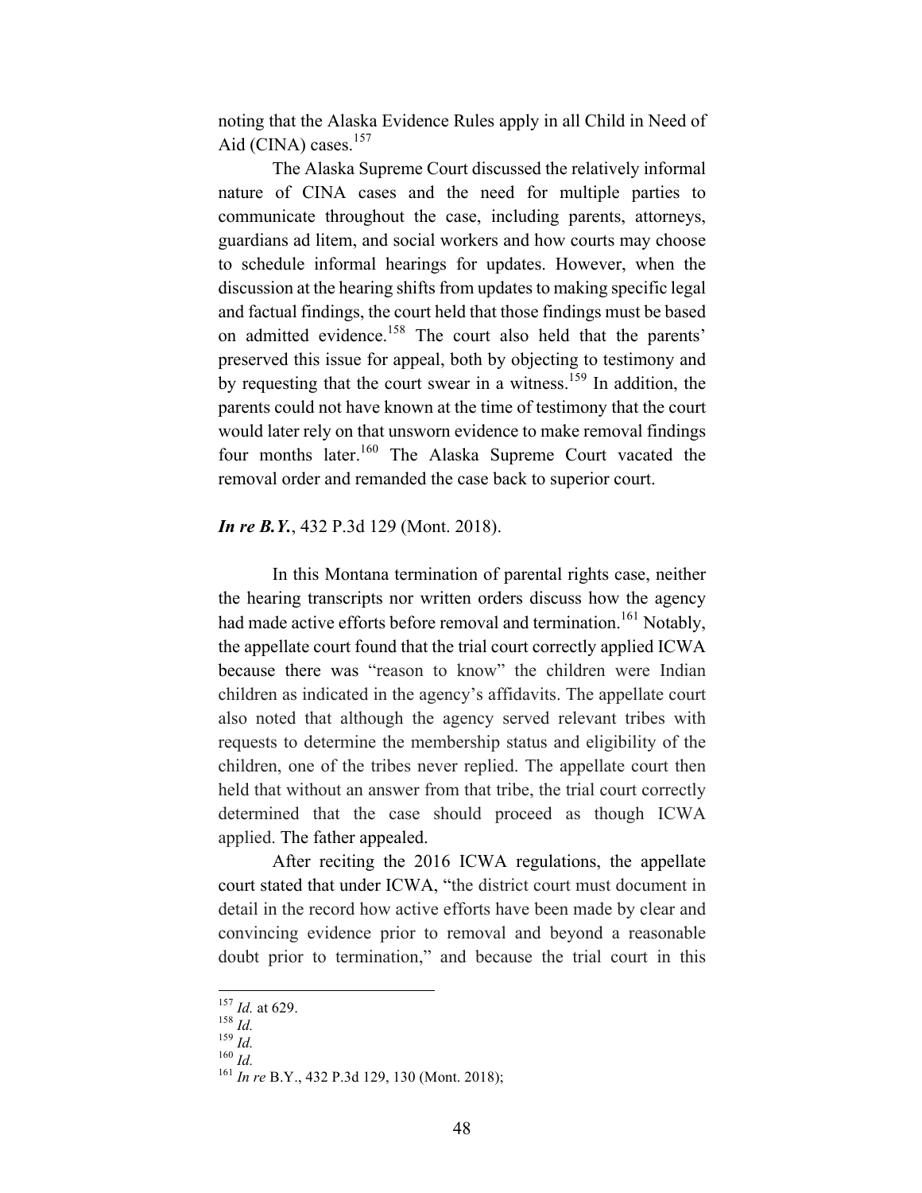noting that the Alaska Evidence Rules apply in all Child in Need of Aid (CINA) cases.[157]

The Alaska Supreme Court discussed the relatively informal nature of CINA cases and the need for multiple parties to communicate throughout the case, including parents, attorneys, guardians ad litem, and social workers and how courts may choose to schedule informal hearings for updates. However, when the discussion at the hearing shifts from updates to making specific legal and factual findings, the court held that those findings must be based on admitted evidence.[158] The court also held that the parents' preserved this issue for appeal, both by objecting to testimony and by requesting that the court swear in a witness.[159] In addition, the parents could not have known at the time of testimony that the court would later rely on that unsworn evidence to make removal findings four months later.[160] The Alaska Supreme Court vacated the removal order and remanded the case back to superior court.

***In re B.Y.***, 432 P.3d 129 (Mont. 2018).

In this Montana termination of parental rights case, neither the hearing transcripts nor written orders discuss how the agency had made active efforts before removal and termination.[161] Notably, the appellate court found that the trial court correctly applied ICWA because there was "reason to know" the children were Indian children as indicated in the agency's affidavits. The appellate court also noted that although the agency served relevant tribes with requests to determine the membership status and eligibility of the children, one of the tribes never replied. The appellate court then held that without an answer from that tribe, the trial court correctly determined that the case should proceed as though ICWA applied. The father appealed.

After reciting the 2016 ICWA regulations, the appellate court stated that under ICWA, "the district court must document in detail in the record how active efforts have been made by clear and convincing evidence prior to removal and beyond a reasonable doubt prior to termination," and because the trial court in this

---

[157] *Id.* at 629.

[158] *Id.*

[159] *Id.*

[160] *Id.*

[161] *In re* B.Y., 432 P.3d 129, 130 (Mont. 2018);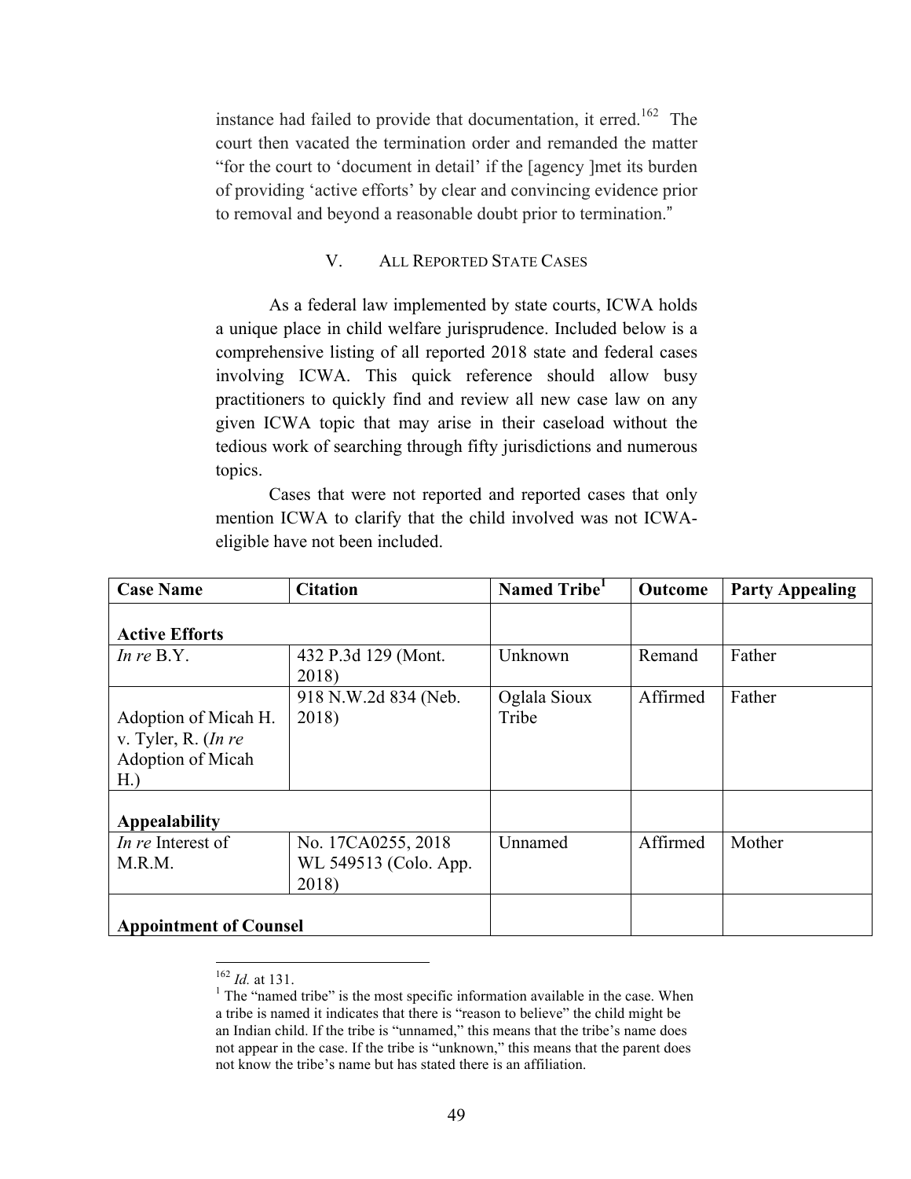instance had failed to provide that documentation, it erred.[162] The court then vacated the termination order and remanded the matter "for the court to 'document in detail' if the [agency ]met its burden of providing 'active efforts' by clear and convincing evidence prior to removal and beyond a reasonable doubt prior to termination."

## V. ALL REPORTED STATE CASES

As a federal law implemented by state courts, ICWA holds a unique place in child welfare jurisprudence. Included below is a comprehensive listing of all reported 2018 state and federal cases involving ICWA. This quick reference should allow busy practitioners to quickly find and review all new case law on any given ICWA topic that may arise in their caseload without the tedious work of searching through fifty jurisdictions and numerous topics.

Cases that were not reported and reported cases that only mention ICWA to clarify that the child involved was not ICWA-eligible have not been included.

| Case Name | Citation | Named Tribe[1] | Outcome | Party Appealing |
|---|---|---|---|---|
| **Active Efforts** | | | | |
| *In re* B.Y. | 432 P.3d 129 (Mont. 2018) | Unknown | Remand | Father |
| Adoption of Micah H. v. Tyler, R. (*In re* Adoption of Micah H.) | 918 N.W.2d 834 (Neb. 2018) | Oglala Sioux Tribe | Affirmed | Father |
| **Appealability** | | | | |
| *In re* Interest of M.R.M. | No. 17CA0255, 2018 WL 549513 (Colo. App. 2018) | Unnamed | Affirmed | Mother |
| **Appointment of Counsel** | | | | |

[162] *Id.* at 131.

[1] The "named tribe" is the most specific information available in the case. When a tribe is named it indicates that there is "reason to believe" the child might be an Indian child. If the tribe is "unnamed," this means that the tribe's name does not appear in the case. If the tribe is "unknown," this means that the parent does not know the tribe's name but has stated there is an affiliation.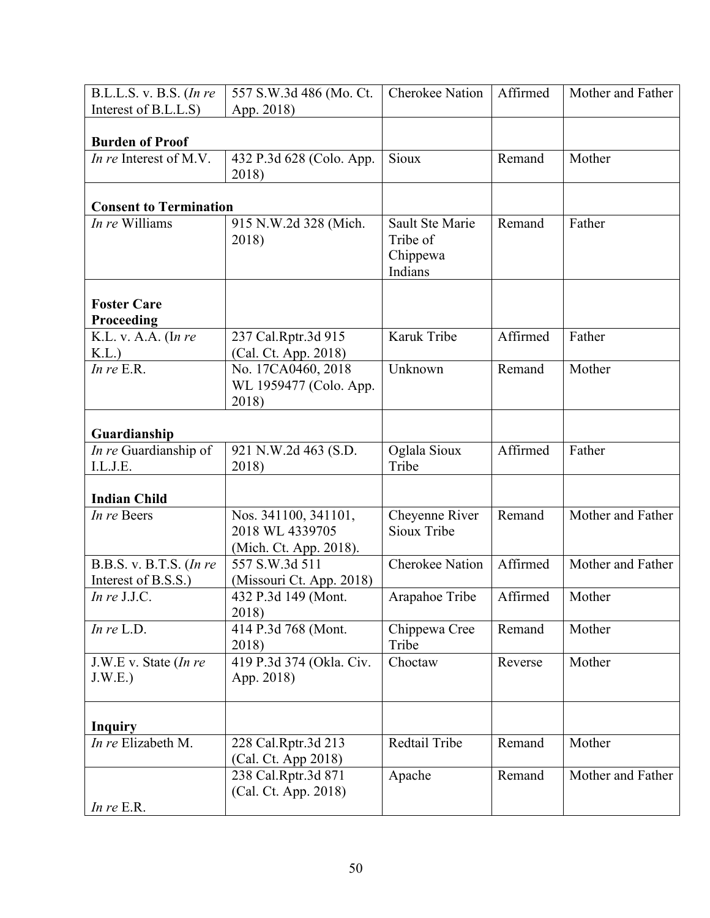| | | | | |
|---|---|---|---|---|
| B.L.L.S. v. B.S. (*In re* Interest of B.L.L.S) | 557 S.W.3d 486 (Mo. Ct. App. 2018) | Cherokee Nation | Affirmed | Mother and Father |
| **Burden of Proof** | | | | |
| *In re* Interest of M.V. | 432 P.3d 628 (Colo. App. 2018) | Sioux | Remand | Mother |
| **Consent to Termination** | | | | |
| *In re* Williams | 915 N.W.2d 328 (Mich. 2018) | Sault Ste Marie Tribe of Chippewa Indians | Remand | Father |
| **Foster Care Proceeding** | | | | |
| K.L. v. A.A. (I*n re* K.L.) | 237 Cal.Rptr.3d 915 (Cal. Ct. App. 2018) | Karuk Tribe | Affirmed | Father |
| *In re* E.R. | No. 17CA0460, 2018 WL 1959477 (Colo. App. 2018) | Unknown | Remand | Mother |
| **Guardianship** | | | | |
| *In re* Guardianship of I.L.J.E. | 921 N.W.2d 463 (S.D. 2018) | Oglala Sioux Tribe | Affirmed | Father |
| **Indian Child** | | | | |
| *In re* Beers | Nos. 341100, 341101, 2018 WL 4339705 (Mich. Ct. App. 2018). | Cheyenne River Sioux Tribe | Remand | Mother and Father |
| B.B.S. v. B.T.S. (*In re* Interest of B.S.S.) | 557 S.W.3d 511 (Missouri Ct. App. 2018) | Cherokee Nation | Affirmed | Mother and Father |
| *In re* J.J.C. | 432 P.3d 149 (Mont. 2018) | Arapahoe Tribe | Affirmed | Mother |
| *In re* L.D. | 414 P.3d 768 (Mont. 2018) | Chippewa Cree Tribe | Remand | Mother |
| J.W.E v. State (*In re* J.W.E.) | 419 P.3d 374 (Okla. Civ. App. 2018) | Choctaw | Reverse | Mother |
| **Inquiry** | | | | |
| *In re* Elizabeth M. | 228 Cal.Rptr.3d 213 (Cal. Ct. App 2018) | Redtail Tribe | Remand | Mother |
| *In re* E.R. | 238 Cal.Rptr.3d 871 (Cal. Ct. App. 2018) | Apache | Remand | Mother and Father |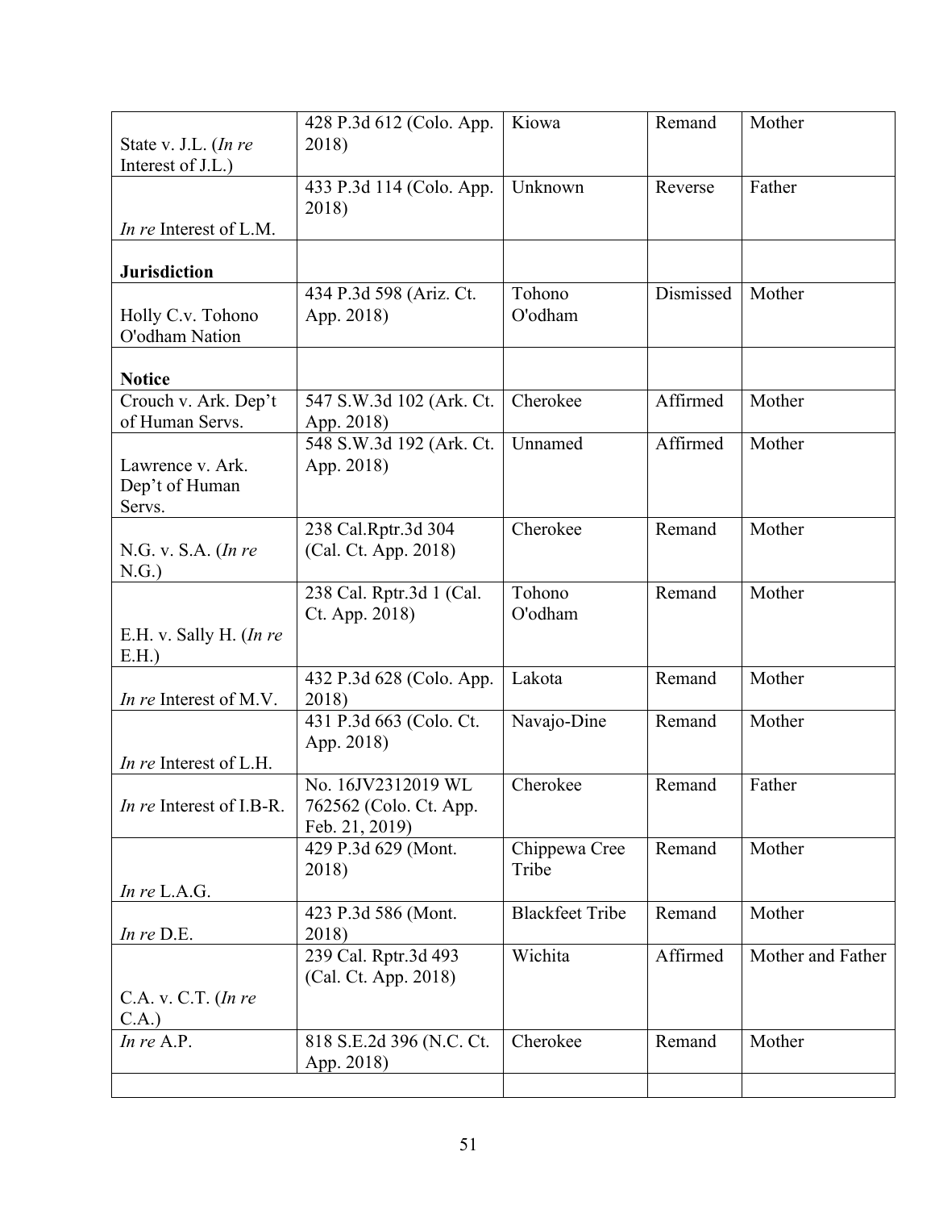| | | | | |
|---|---|---|---|---|
| State v. J.L. (*In re* Interest of J.L.) | 428 P.3d 612 (Colo. App. 2018) | Kiowa | Remand | Mother |
| *In re* Interest of L.M. | 433 P.3d 114 (Colo. App. 2018) | Unknown | Reverse | Father |
| **Jurisdiction** | | | | |
| Holly C.v. Tohono O'odham Nation | 434 P.3d 598 (Ariz. Ct. App. 2018) | Tohono O'odham | Dismissed | Mother |
| **Notice** | | | | |
| Crouch v. Ark. Dep't of Human Servs. | 547 S.W.3d 102 (Ark. Ct. App. 2018) | Cherokee | Affirmed | Mother |
| Lawrence v. Ark. Dep't of Human Servs. | 548 S.W.3d 192 (Ark. Ct. App. 2018) | Unnamed | Affirmed | Mother |
| N.G. v. S.A. (*In re* N.G.) | 238 Cal.Rptr.3d 304 (Cal. Ct. App. 2018) | Cherokee | Remand | Mother |
| E.H. v. Sally H. (*In re* E.H.) | 238 Cal. Rptr.3d 1 (Cal. Ct. App. 2018) | Tohono O'odham | Remand | Mother |
| *In re* Interest of M.V. | 432 P.3d 628 (Colo. App. 2018) | Lakota | Remand | Mother |
| *In re* Interest of L.H. | 431 P.3d 663 (Colo. Ct. App. 2018) | Navajo-Dine | Remand | Mother |
| *In re* Interest of I.B-R. | No. 16JV2312019 WL 762562 (Colo. Ct. App. Feb. 21, 2019) | Cherokee | Remand | Father |
| *In re* L.A.G. | 429 P.3d 629 (Mont. 2018) | Chippewa Cree Tribe | Remand | Mother |
| *In re* D.E. | 423 P.3d 586 (Mont. 2018) | Blackfeet Tribe | Remand | Mother |
| C.A. v. C.T. (*In re* C.A.) | 239 Cal. Rptr.3d 493 (Cal. Ct. App. 2018) | Wichita | Affirmed | Mother and Father |
| *In re* A.P. | 818 S.E.2d 396 (N.C. Ct. App. 2018) | Cherokee | Remand | Mother |
| | | | | |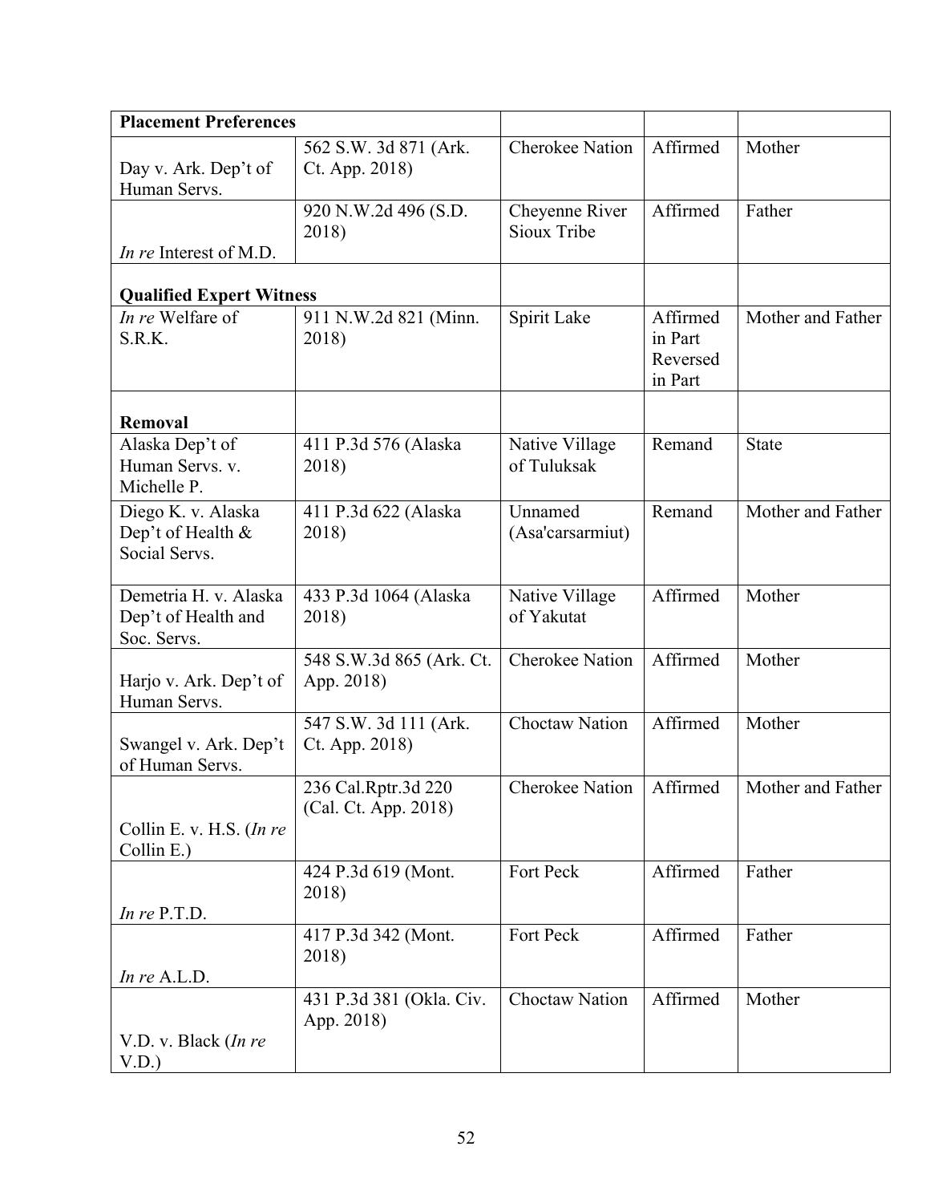| **Placement Preferences** | | | | |
|---|---|---|---|---|
| Day v. Ark. Dep't of Human Servs. | 562 S.W. 3d 871 (Ark. Ct. App. 2018) | Cherokee Nation | Affirmed | Mother |
| *In re* Interest of M.D. | 920 N.W.2d 496 (S.D. 2018) | Cheyenne River Sioux Tribe | Affirmed | Father |
| **Qualified Expert Witness** | | | | |
| *In re* Welfare of S.R.K. | 911 N.W.2d 821 (Minn. 2018) | Spirit Lake | Affirmed in Part Reversed in Part | Mother and Father |
| **Removal** | | | | |
| Alaska Dep't of Human Servs. v. Michelle P. | 411 P.3d 576 (Alaska 2018) | Native Village of Tuluksak | Remand | State |
| Diego K. v. Alaska Dep't of Health & Social Servs. | 411 P.3d 622 (Alaska 2018) | Unnamed (Asa'carsarmiut) | Remand | Mother and Father |
| Demetria H. v. Alaska Dep't of Health and Soc. Servs. | 433 P.3d 1064 (Alaska 2018) | Native Village of Yakutat | Affirmed | Mother |
| Harjo v. Ark. Dep't of Human Servs. | 548 S.W.3d 865 (Ark. Ct. App. 2018) | Cherokee Nation | Affirmed | Mother |
| Swangel v. Ark. Dep't of Human Servs. | 547 S.W. 3d 111 (Ark. Ct. App. 2018) | Choctaw Nation | Affirmed | Mother |
| Collin E. v. H.S. (*In re* Collin E.) | 236 Cal.Rptr.3d 220 (Cal. Ct. App. 2018) | Cherokee Nation | Affirmed | Mother and Father |
| *In re* P.T.D. | 424 P.3d 619 (Mont. 2018) | Fort Peck | Affirmed | Father |
| *In re* A.L.D. | 417 P.3d 342 (Mont. 2018) | Fort Peck | Affirmed | Father |
| V.D. v. Black (*In re* V.D.) | 431 P.3d 381 (Okla. Civ. App. 2018) | Choctaw Nation | Affirmed | Mother |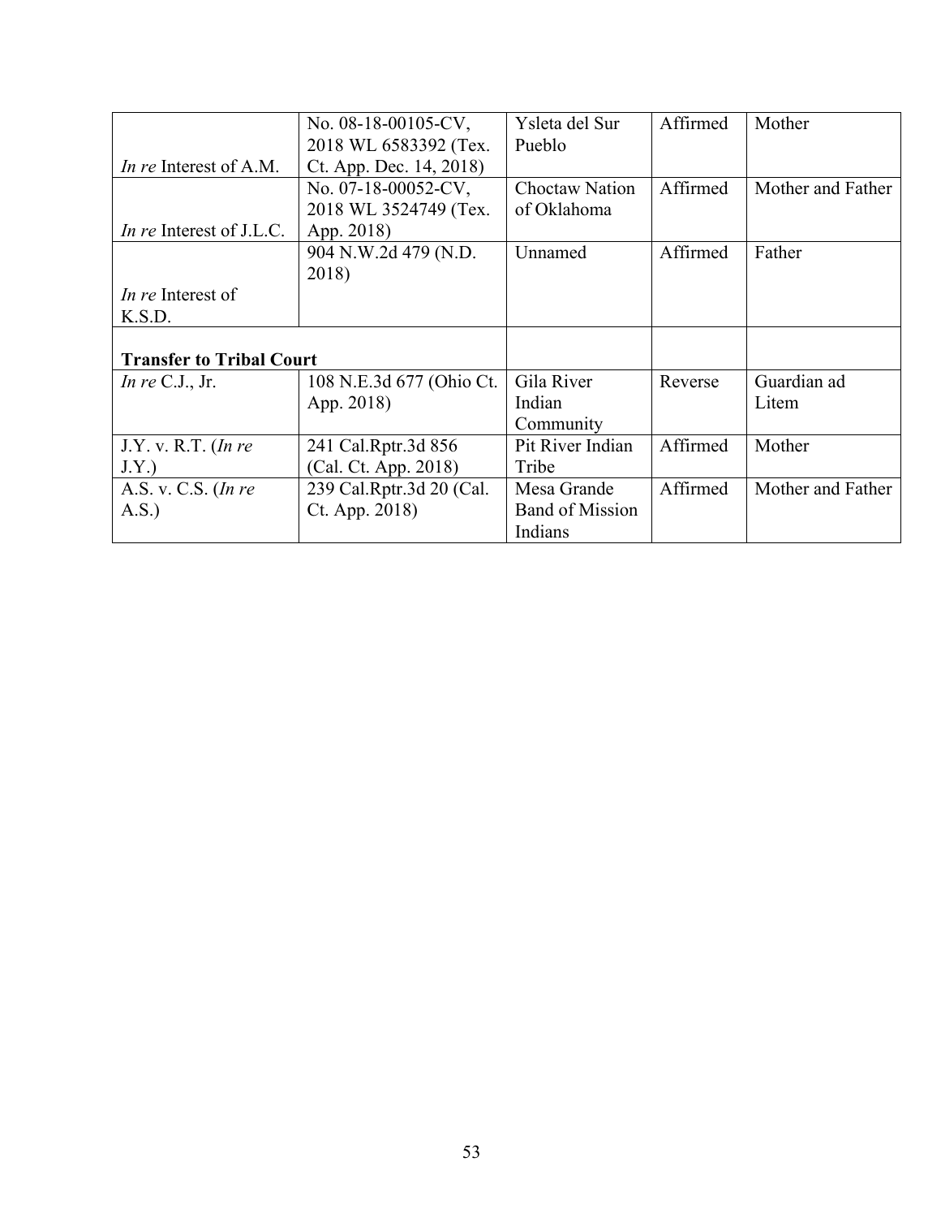| | | | | |
|---|---|---|---|---|
| *In re* Interest of A.M. | No. 08-18-00105-CV, 2018 WL 6583392 (Tex. Ct. App. Dec. 14, 2018) | Ysleta del Sur Pueblo | Affirmed | Mother |
| *In re* Interest of J.L.C. | No. 07-18-00052-CV, 2018 WL 3524749 (Tex. App. 2018) | Choctaw Nation of Oklahoma | Affirmed | Mother and Father |
| *In re* Interest of K.S.D. | 904 N.W.2d 479 (N.D. 2018) | Unnamed | Affirmed | Father |
| **Transfer to Tribal Court** | | | | |
| *In re* C.J., Jr. | 108 N.E.3d 677 (Ohio Ct. App. 2018) | Gila River Indian Community | Reverse | Guardian ad Litem |
| J.Y. v. R.T. (*In re* J.Y.) | 241 Cal.Rptr.3d 856 (Cal. Ct. App. 2018) | Pit River Indian Tribe | Affirmed | Mother |
| A.S. v. C.S. (*In re* A.S.) | 239 Cal.Rptr.3d 20 (Cal. Ct. App. 2018) | Mesa Grande Band of Mission Indians | Affirmed | Mother and Father |